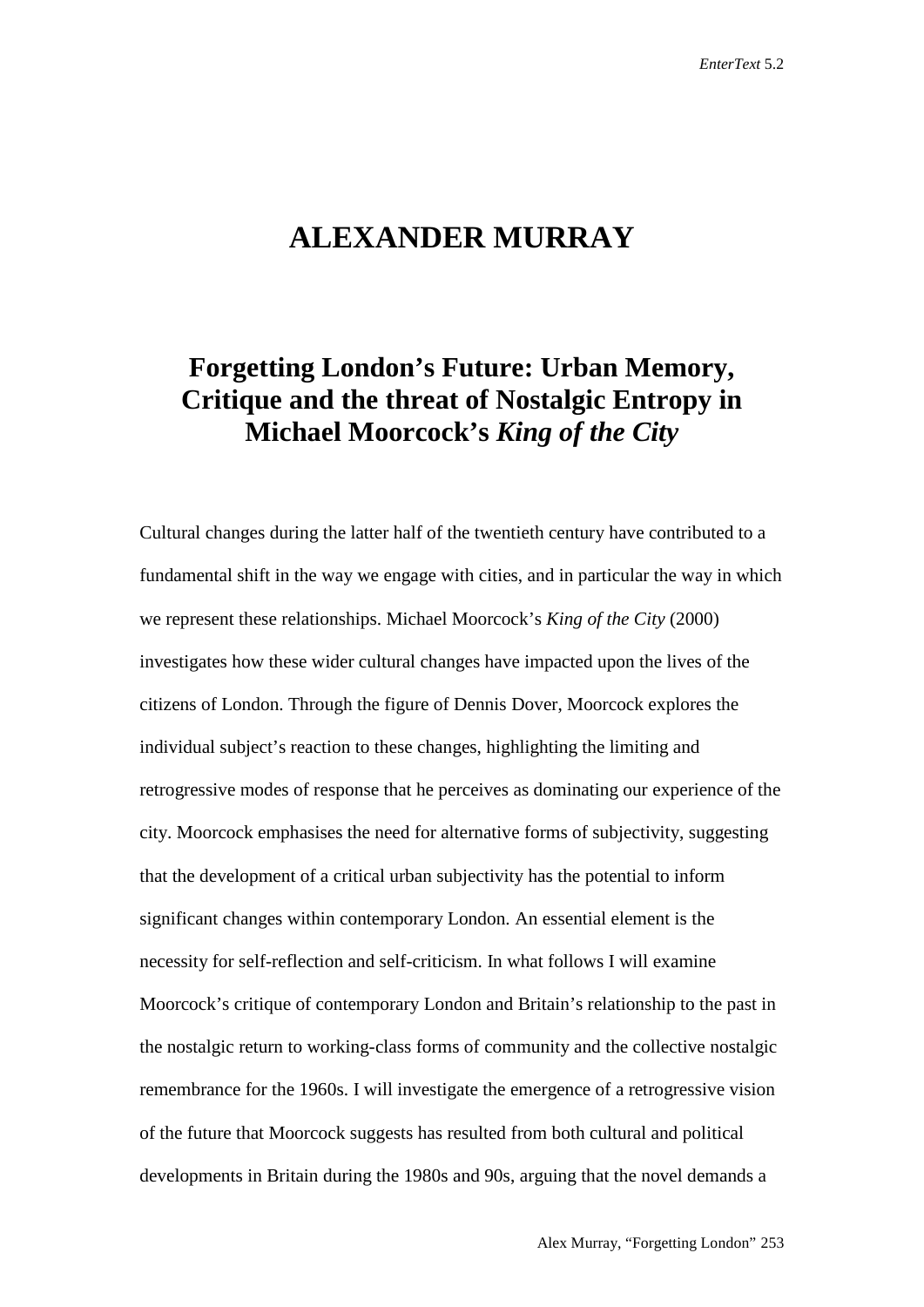# ALEXANDER MURRAY

## Forgetting London's Future: Urban Memory, Critique and the threat of Nostalgic Entropy in Michael Moorcock's *King of the City*

Cultural changes during the latter half of the twentieth century have contributed to a fundamental shift in the way we engage with cities, and in particular the way in which we represent these relationships. Michael Moorcock's *King of the City* (2000) investigates how these wider cultural changes have impacted upon the lives of the citizens of London. Through the figure of Dennis Dover, Moorcock explores the individual subject's reaction to these changes, highlighting the limiting and retrogressive modes of response that he perceives as dominating our experience of the city. Moorcock emphasises the need for alternative forms of subjectivity, suggesting that the development of a critical urban subjectivity has the potential to inform significant changes within contemporary London. An essential element is the necessity for self-reflection and self-criticism. In what follows I will examine Moorcock's critique of contemporary London and Britain's relationship to the past in the nostalgic return to working-class forms of community and the collective nostalgic remembrance for the 1960s. I will investigate the emergence of a retrogressive vision of the future that Moorcock suggests has resulted from both cultural and political developments in Britain during the 1980s and 90s, arguing that the novel demands a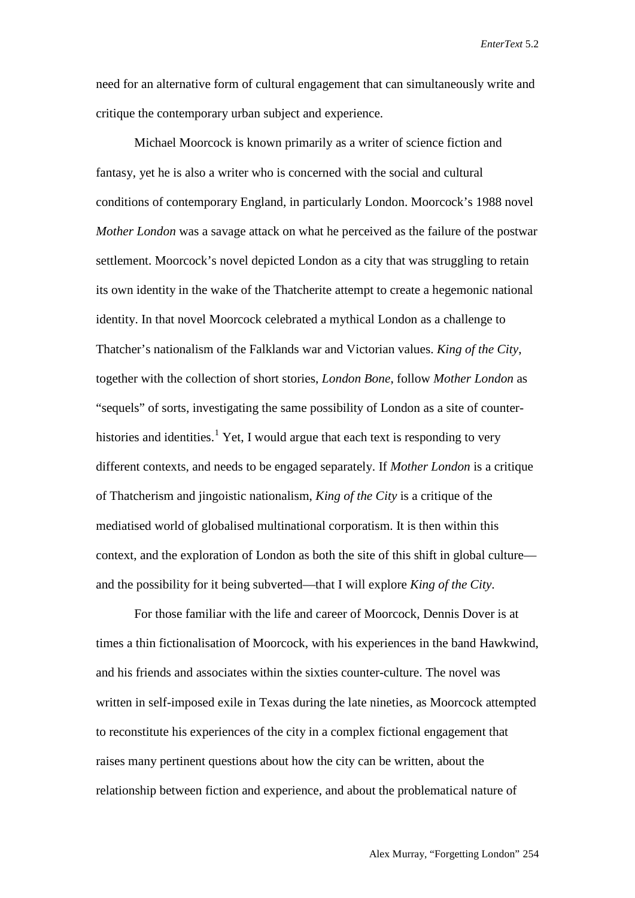need for an alternative form of cultural engagement that can simultaneously write and critique the contemporary urban subject and experience.

Michael Moorcock is known primarily as a writer of science fiction and fantasy, yet he is also a writer who is concerned with the social and cultural conditions of contemporary England, in particularly London. Moorcock's 1988 novel *Mother London* was a savage attack on what he perceived as the failure of the postwar settlement. Moorcock's novel depicted London as a city that was struggling to retain its own identity in the wake of the Thatcherite attempt to create a hegemonic national identity. In that novel Moorcock celebrated a mythical London as a challenge to Thatcher's nationalism of the Falklands war and Victorian values. *King of the City*, together with the collection of short stories, *London Bone*, follow *Mother London* as "sequels" of sorts, investigating the same possibility of London as a site of counter-histories and identities.[1] Yet, I would argue that each text is responding to very different contexts, and needs to be engaged separately. If *Mother London* is a critique of Thatcherism and jingoistic nationalism, *King of the City* is a critique of the mediatised world of globalised multinational corporatism. It is then within this context, and the exploration of London as both the site of this shift in global culture—and the possibility for it being subverted—that I will explore *King of the City*.

For those familiar with the life and career of Moorcock, Dennis Dover is at times a thin fictionalisation of Moorcock, with his experiences in the band Hawkwind, and his friends and associates within the sixties counter-culture. The novel was written in self-imposed exile in Texas during the late nineties, as Moorcock attempted to reconstitute his experiences of the city in a complex fictional engagement that raises many pertinent questions about how the city can be written, about the relationship between fiction and experience, and about the problematical nature of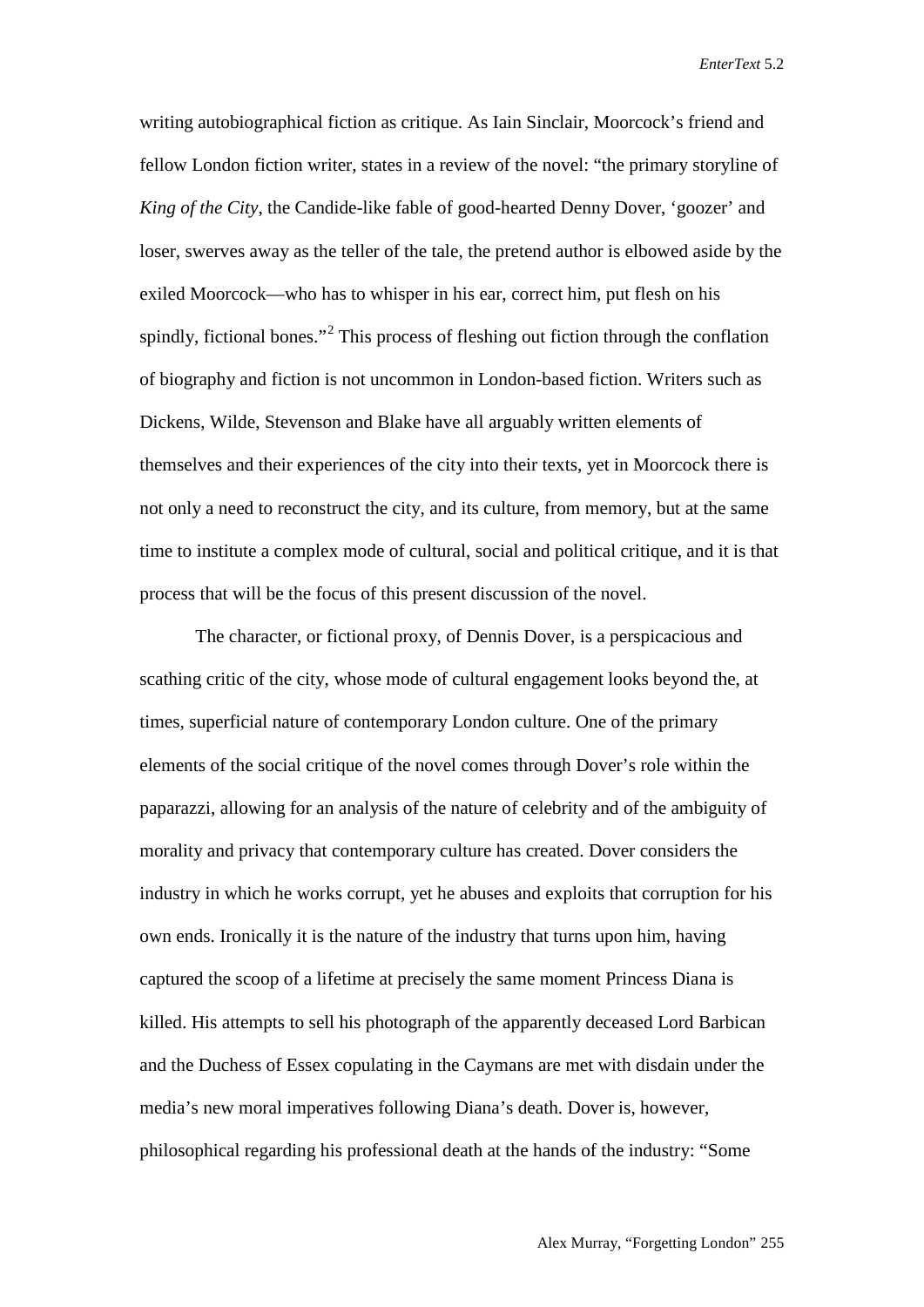writing autobiographical fiction as critique. As Iain Sinclair, Moorcock's friend and fellow London fiction writer, states in a review of the novel: "the primary storyline of *King of the City*, the Candide-like fable of good-hearted Denny Dover, 'goozer' and loser, swerves away as the teller of the tale, the pretend author is elbowed aside by the exiled Moorcock—who has to whisper in his ear, correct him, put flesh on his spindly, fictional bones."[2] This process of fleshing out fiction through the conflation of biography and fiction is not uncommon in London-based fiction. Writers such as Dickens, Wilde, Stevenson and Blake have all arguably written elements of themselves and their experiences of the city into their texts, yet in Moorcock there is not only a need to reconstruct the city, and its culture, from memory, but at the same time to institute a complex mode of cultural, social and political critique, and it is that process that will be the focus of this present discussion of the novel.

The character, or fictional proxy, of Dennis Dover, is a perspicacious and scathing critic of the city, whose mode of cultural engagement looks beyond the, at times, superficial nature of contemporary London culture. One of the primary elements of the social critique of the novel comes through Dover's role within the paparazzi, allowing for an analysis of the nature of celebrity and of the ambiguity of morality and privacy that contemporary culture has created. Dover considers the industry in which he works corrupt, yet he abuses and exploits that corruption for his own ends. Ironically it is the nature of the industry that turns upon him, having captured the scoop of a lifetime at precisely the same moment Princess Diana is killed. His attempts to sell his photograph of the apparently deceased Lord Barbican and the Duchess of Essex copulating in the Caymans are met with disdain under the media's new moral imperatives following Diana's death. Dover is, however, philosophical regarding his professional death at the hands of the industry: "Some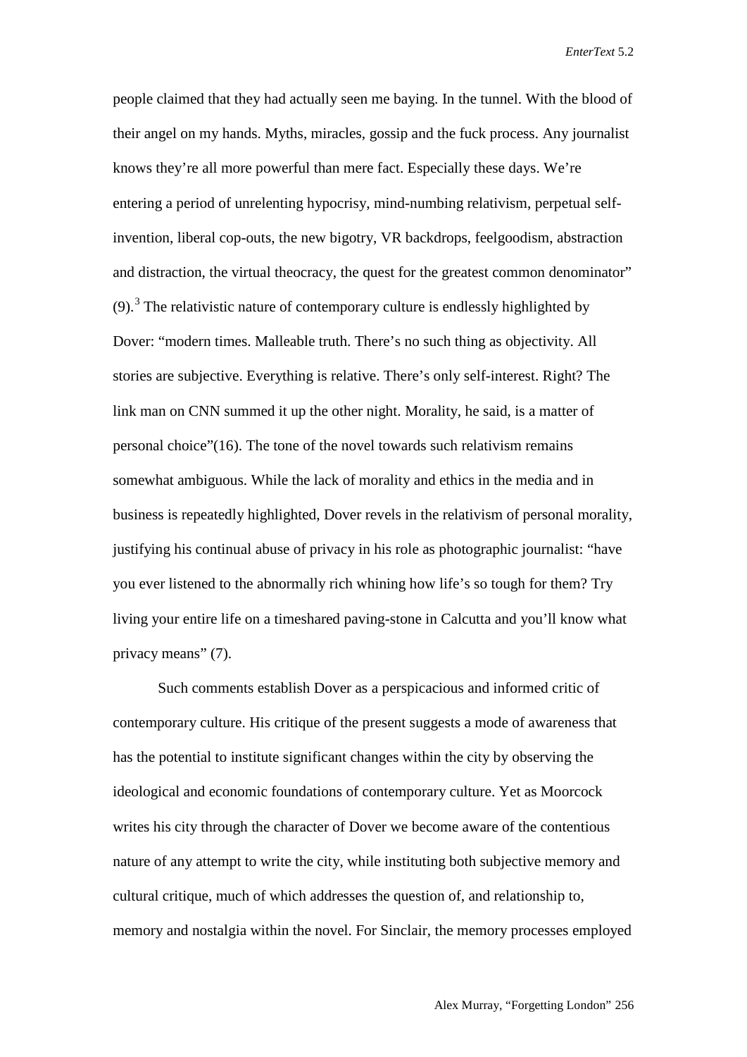people claimed that they had actually seen me baying. In the tunnel. With the blood of their angel on my hands. Myths, miracles, gossip and the fuck process. Any journalist knows they're all more powerful than mere fact. Especially these days. We're entering a period of unrelenting hypocrisy, mind-numbing relativism, perpetual self-invention, liberal cop-outs, the new bigotry, VR backdrops, feelgoodism, abstraction and distraction, the virtual theocracy, the quest for the greatest common denominator" (9).[3] The relativistic nature of contemporary culture is endlessly highlighted by Dover: "modern times. Malleable truth. There's no such thing as objectivity. All stories are subjective. Everything is relative. There's only self-interest. Right? The link man on CNN summed it up the other night. Morality, he said, is a matter of personal choice"(16). The tone of the novel towards such relativism remains somewhat ambiguous. While the lack of morality and ethics in the media and in business is repeatedly highlighted, Dover revels in the relativism of personal morality, justifying his continual abuse of privacy in his role as photographic journalist: "have you ever listened to the abnormally rich whining how life's so tough for them? Try living your entire life on a timeshared paving-stone in Calcutta and you'll know what privacy means" (7).

Such comments establish Dover as a perspicacious and informed critic of contemporary culture. His critique of the present suggests a mode of awareness that has the potential to institute significant changes within the city by observing the ideological and economic foundations of contemporary culture. Yet as Moorcock writes his city through the character of Dover we become aware of the contentious nature of any attempt to write the city, while instituting both subjective memory and cultural critique, much of which addresses the question of, and relationship to, memory and nostalgia within the novel. For Sinclair, the memory processes employed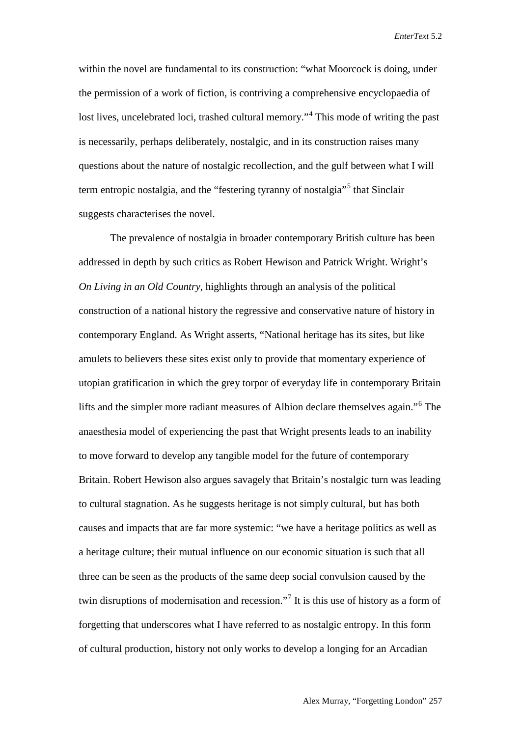within the novel are fundamental to its construction: "what Moorcock is doing, under the permission of a work of fiction, is contriving a comprehensive encyclopaedia of lost lives, uncelebrated loci, trashed cultural memory."[4] This mode of writing the past is necessarily, perhaps deliberately, nostalgic, and in its construction raises many questions about the nature of nostalgic recollection, and the gulf between what I will term entropic nostalgia, and the "festering tyranny of nostalgia"[5] that Sinclair suggests characterises the novel.

The prevalence of nostalgia in broader contemporary British culture has been addressed in depth by such critics as Robert Hewison and Patrick Wright. Wright's *On Living in an Old Country*, highlights through an analysis of the political construction of a national history the regressive and conservative nature of history in contemporary England. As Wright asserts, "National heritage has its sites, but like amulets to believers these sites exist only to provide that momentary experience of utopian gratification in which the grey torpor of everyday life in contemporary Britain lifts and the simpler more radiant measures of Albion declare themselves again."[6] The anaesthesia model of experiencing the past that Wright presents leads to an inability to move forward to develop any tangible model for the future of contemporary Britain. Robert Hewison also argues savagely that Britain's nostalgic turn was leading to cultural stagnation. As he suggests heritage is not simply cultural, but has both causes and impacts that are far more systemic: "we have a heritage politics as well as a heritage culture; their mutual influence on our economic situation is such that all three can be seen as the products of the same deep social convulsion caused by the twin disruptions of modernisation and recession."[7] It is this use of history as a form of forgetting that underscores what I have referred to as nostalgic entropy. In this form of cultural production, history not only works to develop a longing for an Arcadian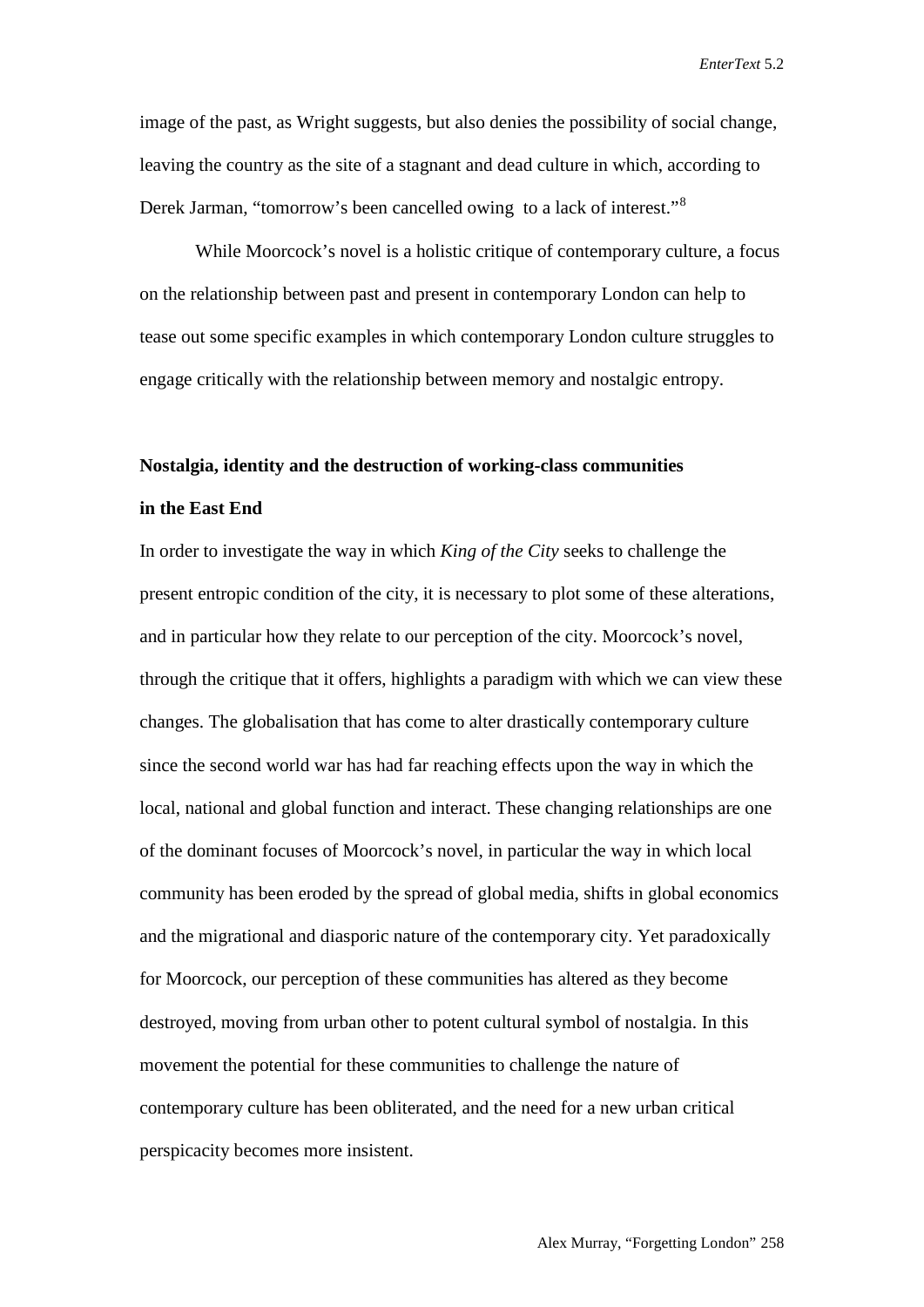image of the past, as Wright suggests, but also denies the possibility of social change, leaving the country as the site of a stagnant and dead culture in which, according to Derek Jarman, "tomorrow's been cancelled owing to a lack of interest."[8]

While Moorcock's novel is a holistic critique of contemporary culture, a focus on the relationship between past and present in contemporary London can help to tease out some specific examples in which contemporary London culture struggles to engage critically with the relationship between memory and nostalgic entropy.

**Nostalgia, identity and the destruction of working-class communities in the East End**

In order to investigate the way in which *King of the City* seeks to challenge the present entropic condition of the city, it is necessary to plot some of these alterations, and in particular how they relate to our perception of the city. Moorcock's novel, through the critique that it offers, highlights a paradigm with which we can view these changes. The globalisation that has come to alter drastically contemporary culture since the second world war has had far reaching effects upon the way in which the local, national and global function and interact. These changing relationships are one of the dominant focuses of Moorcock's novel, in particular the way in which local community has been eroded by the spread of global media, shifts in global economics and the migrational and diasporic nature of the contemporary city. Yet paradoxically for Moorcock, our perception of these communities has altered as they become destroyed, moving from urban other to potent cultural symbol of nostalgia. In this movement the potential for these communities to challenge the nature of contemporary culture has been obliterated, and the need for a new urban critical perspicacity becomes more insistent.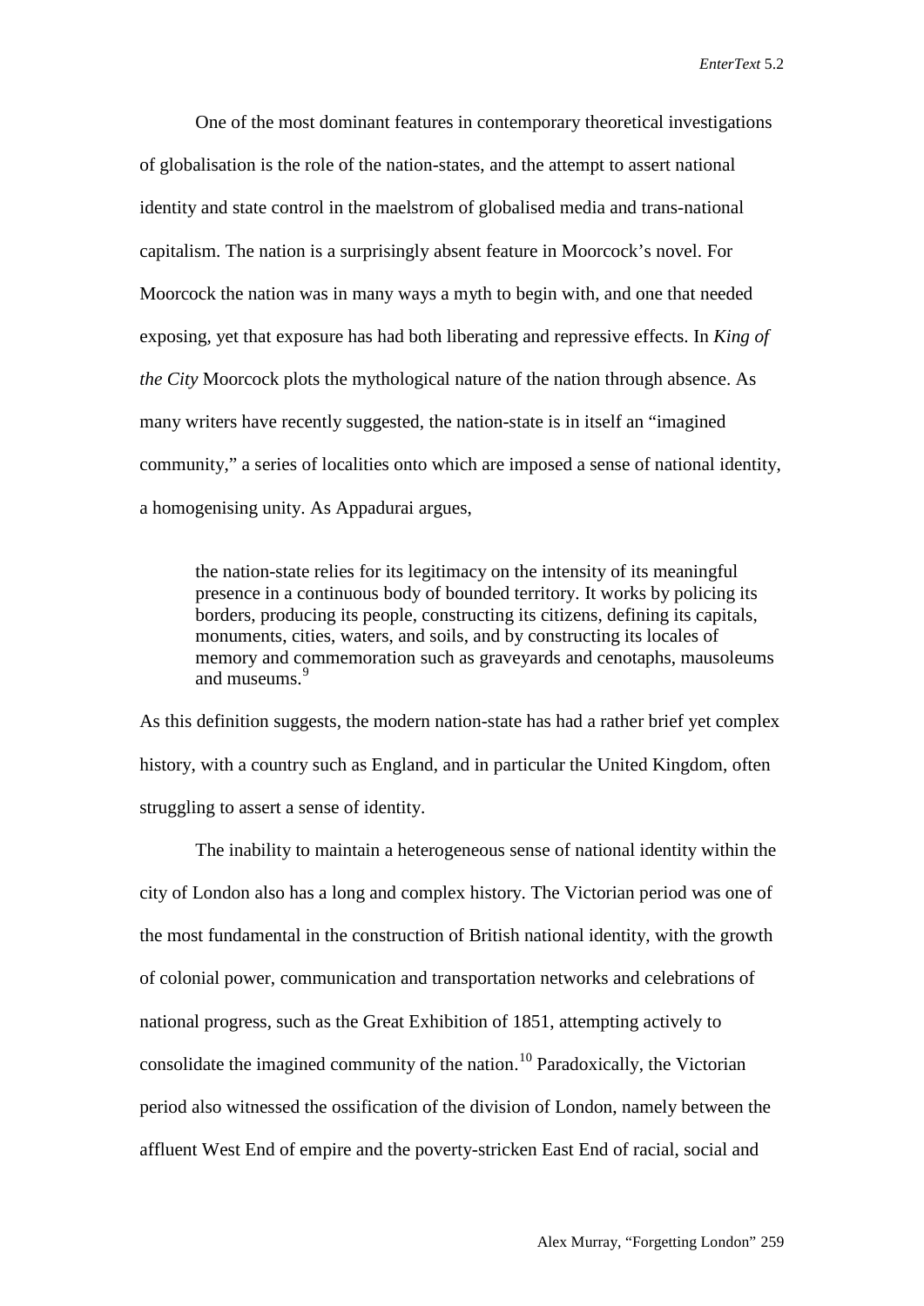One of the most dominant features in contemporary theoretical investigations of globalisation is the role of the nation-states, and the attempt to assert national identity and state control in the maelstrom of globalised media and trans-national capitalism. The nation is a surprisingly absent feature in Moorcock's novel. For Moorcock the nation was in many ways a myth to begin with, and one that needed exposing, yet that exposure has had both liberating and repressive effects. In *King of the City* Moorcock plots the mythological nature of the nation through absence. As many writers have recently suggested, the nation-state is in itself an "imagined community," a series of localities onto which are imposed a sense of national identity, a homogenising unity. As Appadurai argues,

> the nation-state relies for its legitimacy on the intensity of its meaningful presence in a continuous body of bounded territory. It works by policing its borders, producing its people, constructing its citizens, defining its capitals, monuments, cities, waters, and soils, and by constructing its locales of memory and commemoration such as graveyards and cenotaphs, mausoleums and museums.[9]

As this definition suggests, the modern nation-state has had a rather brief yet complex history, with a country such as England, and in particular the United Kingdom, often struggling to assert a sense of identity.

The inability to maintain a heterogeneous sense of national identity within the city of London also has a long and complex history. The Victorian period was one of the most fundamental in the construction of British national identity, with the growth of colonial power, communication and transportation networks and celebrations of national progress, such as the Great Exhibition of 1851, attempting actively to consolidate the imagined community of the nation.[10] Paradoxically, the Victorian period also witnessed the ossification of the division of London, namely between the affluent West End of empire and the poverty-stricken East End of racial, social and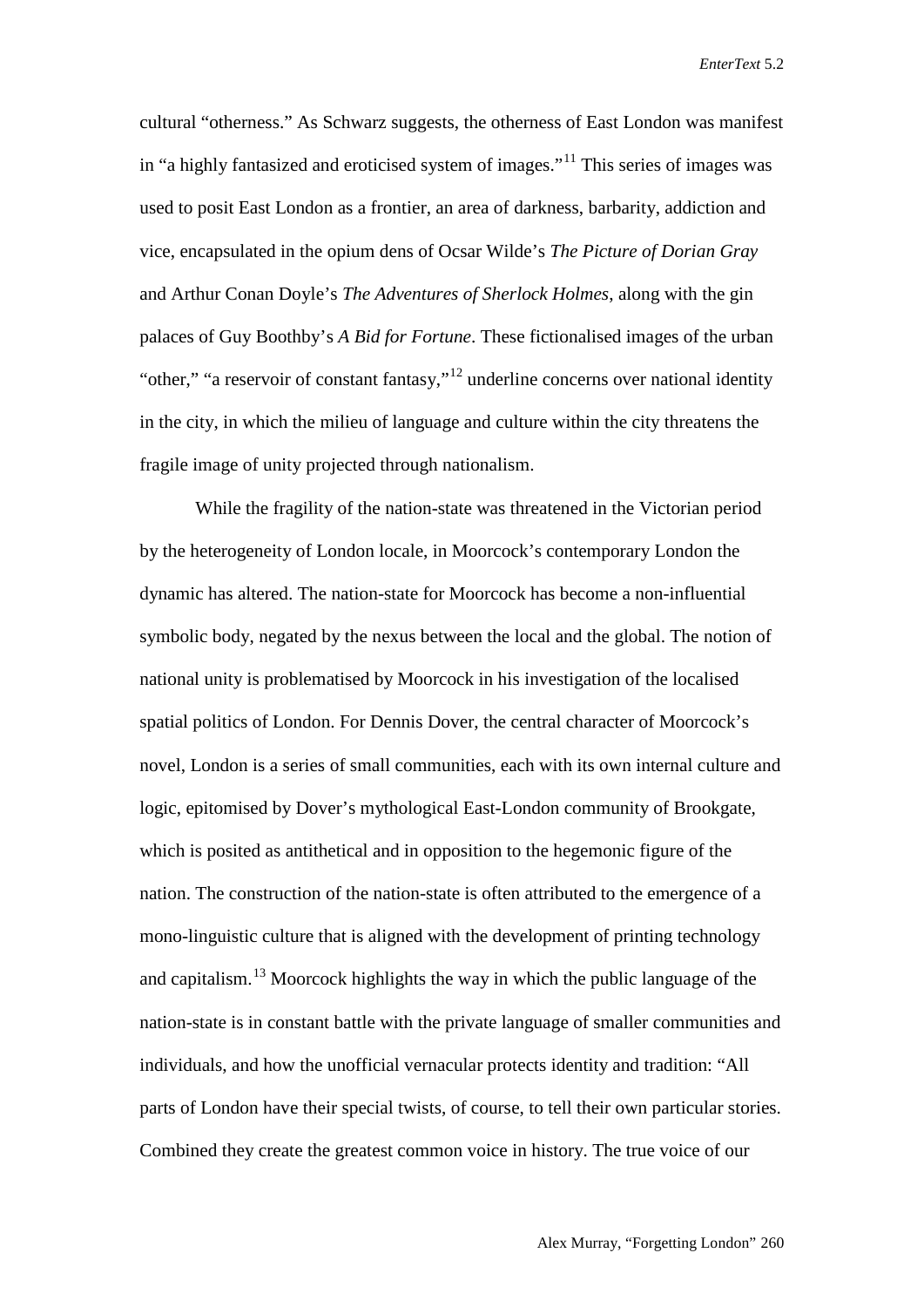cultural "otherness." As Schwarz suggests, the otherness of East London was manifest in "a highly fantasized and eroticised system of images."[11] This series of images was used to posit East London as a frontier, an area of darkness, barbarity, addiction and vice, encapsulated in the opium dens of Ocsar Wilde's *The Picture of Dorian Gray* and Arthur Conan Doyle's *The Adventures of Sherlock Holmes*, along with the gin palaces of Guy Boothby's *A Bid for Fortune*. These fictionalised images of the urban "other," "a reservoir of constant fantasy,"[12] underline concerns over national identity in the city, in which the milieu of language and culture within the city threatens the fragile image of unity projected through nationalism.

While the fragility of the nation-state was threatened in the Victorian period by the heterogeneity of London locale, in Moorcock's contemporary London the dynamic has altered. The nation-state for Moorcock has become a non-influential symbolic body, negated by the nexus between the local and the global. The notion of national unity is problematised by Moorcock in his investigation of the localised spatial politics of London. For Dennis Dover, the central character of Moorcock's novel, London is a series of small communities, each with its own internal culture and logic, epitomised by Dover's mythological East-London community of Brookgate, which is posited as antithetical and in opposition to the hegemonic figure of the nation. The construction of the nation-state is often attributed to the emergence of a mono-linguistic culture that is aligned with the development of printing technology and capitalism.[13] Moorcock highlights the way in which the public language of the nation-state is in constant battle with the private language of smaller communities and individuals, and how the unofficial vernacular protects identity and tradition: "All parts of London have their special twists, of course, to tell their own particular stories. Combined they create the greatest common voice in history. The true voice of our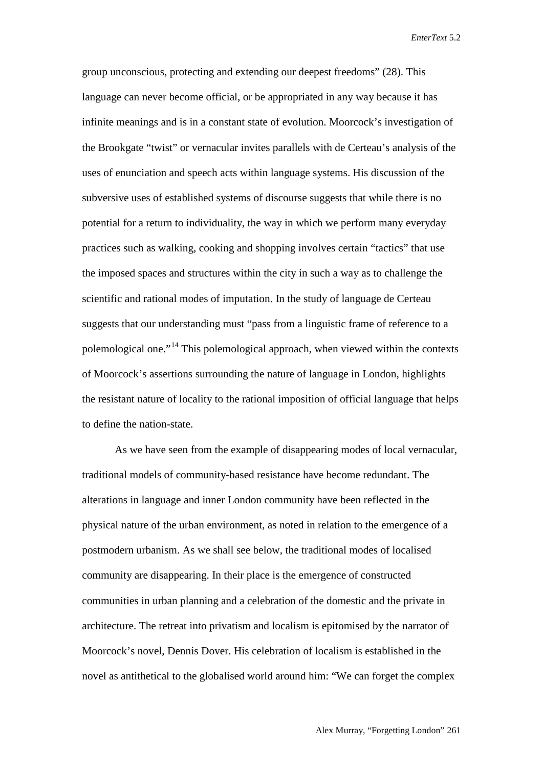group unconscious, protecting and extending our deepest freedoms" (28). This language can never become official, or be appropriated in any way because it has infinite meanings and is in a constant state of evolution. Moorcock's investigation of the Brookgate "twist" or vernacular invites parallels with de Certeau's analysis of the uses of enunciation and speech acts within language systems. His discussion of the subversive uses of established systems of discourse suggests that while there is no potential for a return to individuality, the way in which we perform many everyday practices such as walking, cooking and shopping involves certain "tactics" that use the imposed spaces and structures within the city in such a way as to challenge the scientific and rational modes of imputation. In the study of language de Certeau suggests that our understanding must "pass from a linguistic frame of reference to a polemological one."[14] This polemological approach, when viewed within the contexts of Moorcock's assertions surrounding the nature of language in London, highlights the resistant nature of locality to the rational imposition of official language that helps to define the nation-state.

As we have seen from the example of disappearing modes of local vernacular, traditional models of community-based resistance have become redundant. The alterations in language and inner London community have been reflected in the physical nature of the urban environment, as noted in relation to the emergence of a postmodern urbanism. As we shall see below, the traditional modes of localised community are disappearing. In their place is the emergence of constructed communities in urban planning and a celebration of the domestic and the private in architecture. The retreat into privatism and localism is epitomised by the narrator of Moorcock's novel, Dennis Dover. His celebration of localism is established in the novel as antithetical to the globalised world around him: "We can forget the complex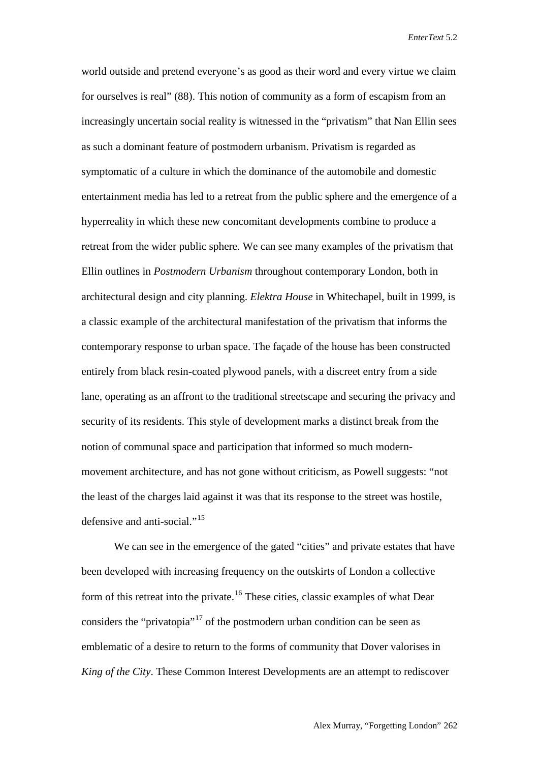world outside and pretend everyone's as good as their word and every virtue we claim for ourselves is real" (88). This notion of community as a form of escapism from an increasingly uncertain social reality is witnessed in the "privatism" that Nan Ellin sees as such a dominant feature of postmodern urbanism. Privatism is regarded as symptomatic of a culture in which the dominance of the automobile and domestic entertainment media has led to a retreat from the public sphere and the emergence of a hyperreality in which these new concomitant developments combine to produce a retreat from the wider public sphere. We can see many examples of the privatism that Ellin outlines in *Postmodern Urbanism* throughout contemporary London, both in architectural design and city planning. *Elektra House* in Whitechapel, built in 1999, is a classic example of the architectural manifestation of the privatism that informs the contemporary response to urban space. The façade of the house has been constructed entirely from black resin-coated plywood panels, with a discreet entry from a side lane, operating as an affront to the traditional streetscape and securing the privacy and security of its residents. This style of development marks a distinct break from the notion of communal space and participation that informed so much modern-movement architecture, and has not gone without criticism, as Powell suggests: "not the least of the charges laid against it was that its response to the street was hostile, defensive and anti-social."[15]

We can see in the emergence of the gated "cities" and private estates that have been developed with increasing frequency on the outskirts of London a collective form of this retreat into the private.[16] These cities, classic examples of what Dear considers the "privatopia"[17] of the postmodern urban condition can be seen as emblematic of a desire to return to the forms of community that Dover valorises in *King of the City*. These Common Interest Developments are an attempt to rediscover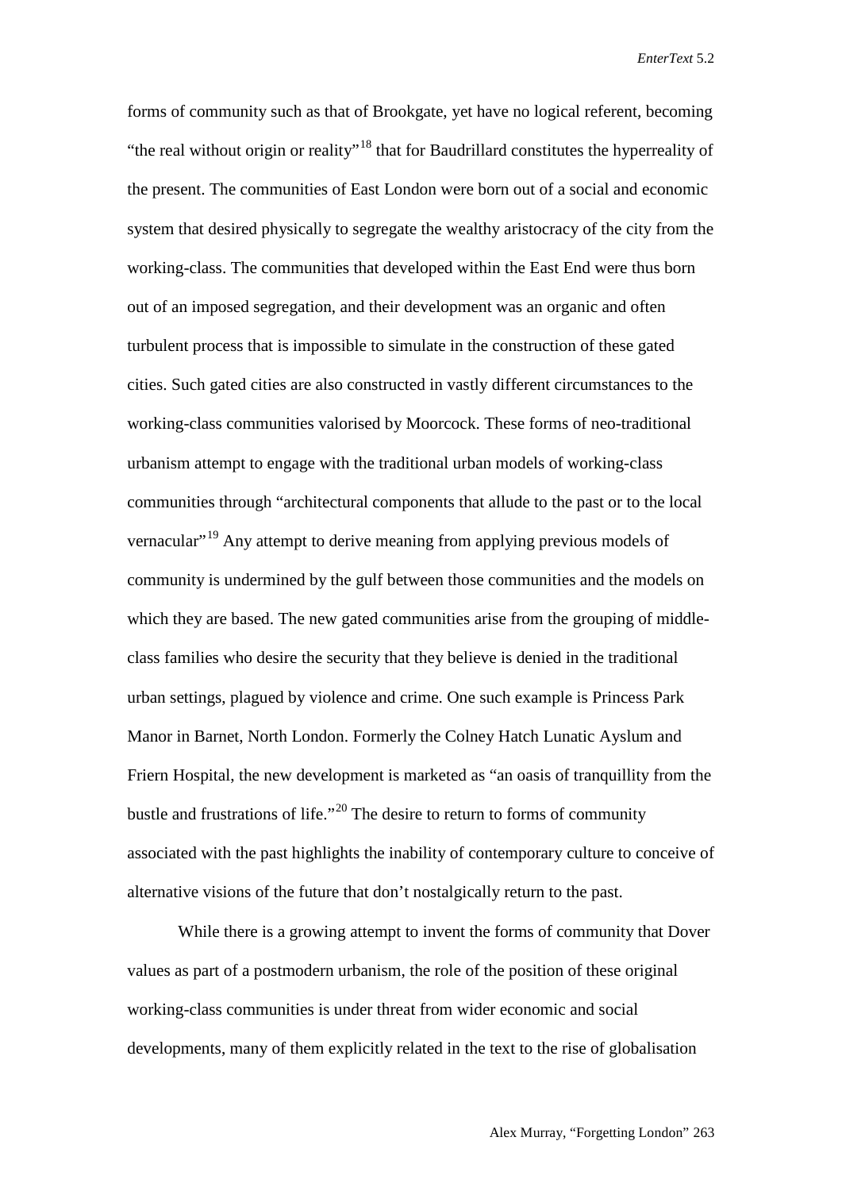forms of community such as that of Brookgate, yet have no logical referent, becoming "the real without origin or reality"[18] that for Baudrillard constitutes the hyperreality of the present. The communities of East London were born out of a social and economic system that desired physically to segregate the wealthy aristocracy of the city from the working-class. The communities that developed within the East End were thus born out of an imposed segregation, and their development was an organic and often turbulent process that is impossible to simulate in the construction of these gated cities. Such gated cities are also constructed in vastly different circumstances to the working-class communities valorised by Moorcock. These forms of neo-traditional urbanism attempt to engage with the traditional urban models of working-class communities through "architectural components that allude to the past or to the local vernacular"[19] Any attempt to derive meaning from applying previous models of community is undermined by the gulf between those communities and the models on which they are based. The new gated communities arise from the grouping of middle-class families who desire the security that they believe is denied in the traditional urban settings, plagued by violence and crime. One such example is Princess Park Manor in Barnet, North London. Formerly the Colney Hatch Lunatic Ayslum and Friern Hospital, the new development is marketed as "an oasis of tranquillity from the bustle and frustrations of life."[20] The desire to return to forms of community associated with the past highlights the inability of contemporary culture to conceive of alternative visions of the future that don't nostalgically return to the past.

While there is a growing attempt to invent the forms of community that Dover values as part of a postmodern urbanism, the role of the position of these original working-class communities is under threat from wider economic and social developments, many of them explicitly related in the text to the rise of globalisation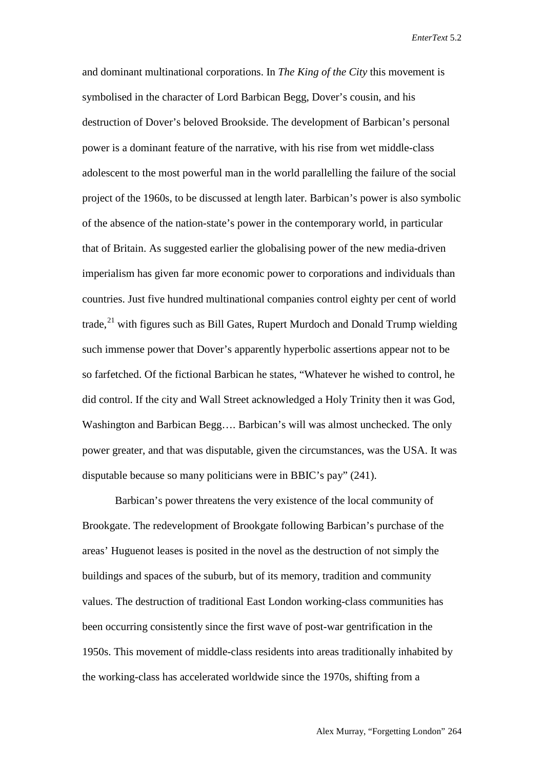and dominant multinational corporations. In *The King of the City* this movement is symbolised in the character of Lord Barbican Begg, Dover's cousin, and his destruction of Dover's beloved Brookside. The development of Barbican's personal power is a dominant feature of the narrative, with his rise from wet middle-class adolescent to the most powerful man in the world parallelling the failure of the social project of the 1960s, to be discussed at length later. Barbican's power is also symbolic of the absence of the nation-state's power in the contemporary world, in particular that of Britain. As suggested earlier the globalising power of the new media-driven imperialism has given far more economic power to corporations and individuals than countries. Just five hundred multinational companies control eighty per cent of world trade,[21] with figures such as Bill Gates, Rupert Murdoch and Donald Trump wielding such immense power that Dover's apparently hyperbolic assertions appear not to be so farfetched. Of the fictional Barbican he states, "Whatever he wished to control, he did control. If the city and Wall Street acknowledged a Holy Trinity then it was God, Washington and Barbican Begg…. Barbican's will was almost unchecked. The only power greater, and that was disputable, given the circumstances, was the USA. It was disputable because so many politicians were in BBIC's pay" (241).

Barbican's power threatens the very existence of the local community of Brookgate. The redevelopment of Brookgate following Barbican's purchase of the areas' Huguenot leases is posited in the novel as the destruction of not simply the buildings and spaces of the suburb, but of its memory, tradition and community values. The destruction of traditional East London working-class communities has been occurring consistently since the first wave of post-war gentrification in the 1950s. This movement of middle-class residents into areas traditionally inhabited by the working-class has accelerated worldwide since the 1970s, shifting from a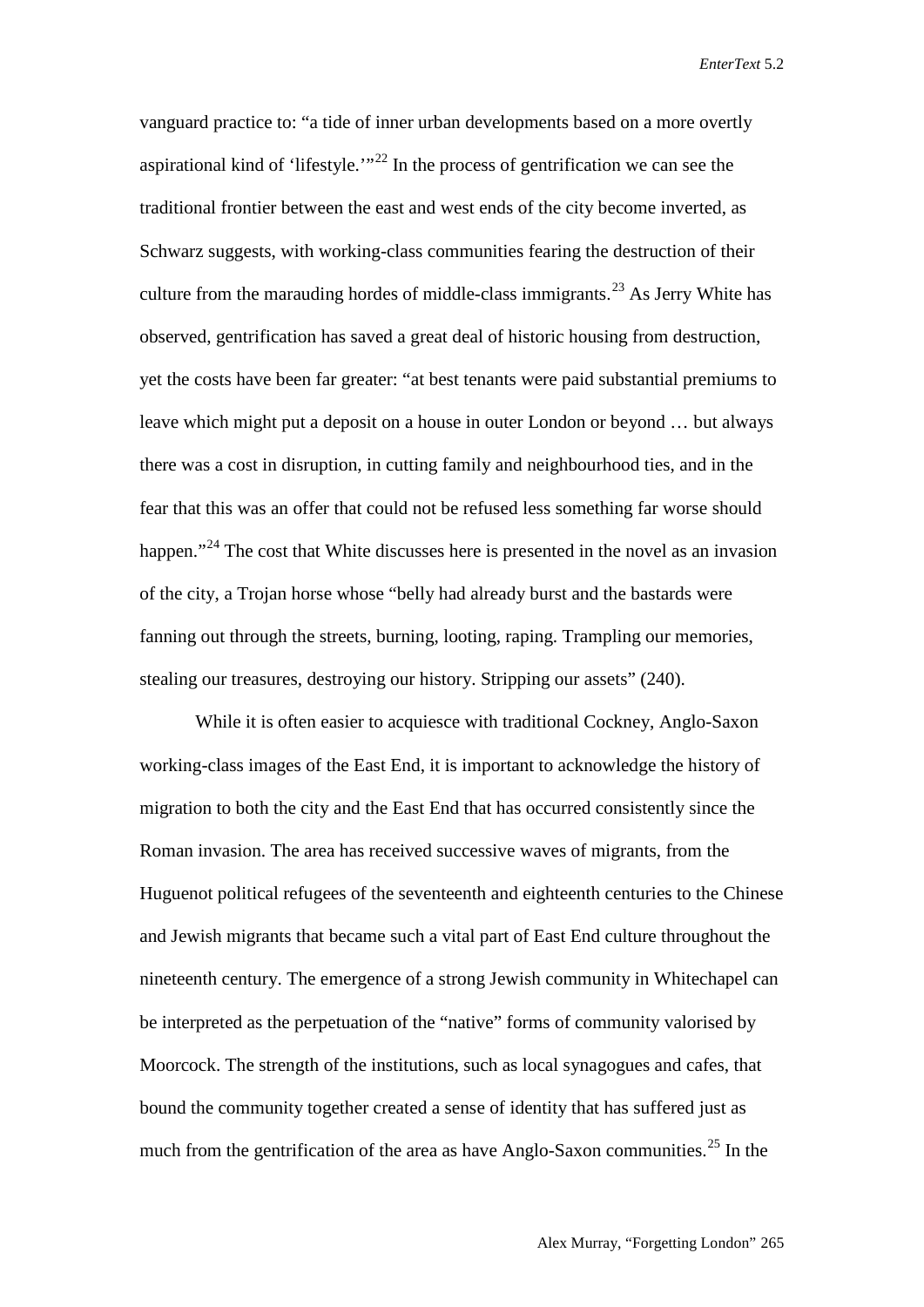vanguard practice to: "a tide of inner urban developments based on a more overtly aspirational kind of 'lifestyle.'"[22] In the process of gentrification we can see the traditional frontier between the east and west ends of the city become inverted, as Schwarz suggests, with working-class communities fearing the destruction of their culture from the marauding hordes of middle-class immigrants.[23] As Jerry White has observed, gentrification has saved a great deal of historic housing from destruction, yet the costs have been far greater: "at best tenants were paid substantial premiums to leave which might put a deposit on a house in outer London or beyond … but always there was a cost in disruption, in cutting family and neighbourhood ties, and in the fear that this was an offer that could not be refused less something far worse should happen."[24] The cost that White discusses here is presented in the novel as an invasion of the city, a Trojan horse whose "belly had already burst and the bastards were fanning out through the streets, burning, looting, raping. Trampling our memories, stealing our treasures, destroying our history. Stripping our assets" (240).

While it is often easier to acquiesce with traditional Cockney, Anglo-Saxon working-class images of the East End, it is important to acknowledge the history of migration to both the city and the East End that has occurred consistently since the Roman invasion. The area has received successive waves of migrants, from the Huguenot political refugees of the seventeenth and eighteenth centuries to the Chinese and Jewish migrants that became such a vital part of East End culture throughout the nineteenth century. The emergence of a strong Jewish community in Whitechapel can be interpreted as the perpetuation of the "native" forms of community valorised by Moorcock. The strength of the institutions, such as local synagogues and cafes, that bound the community together created a sense of identity that has suffered just as much from the gentrification of the area as have Anglo-Saxon communities.[25] In the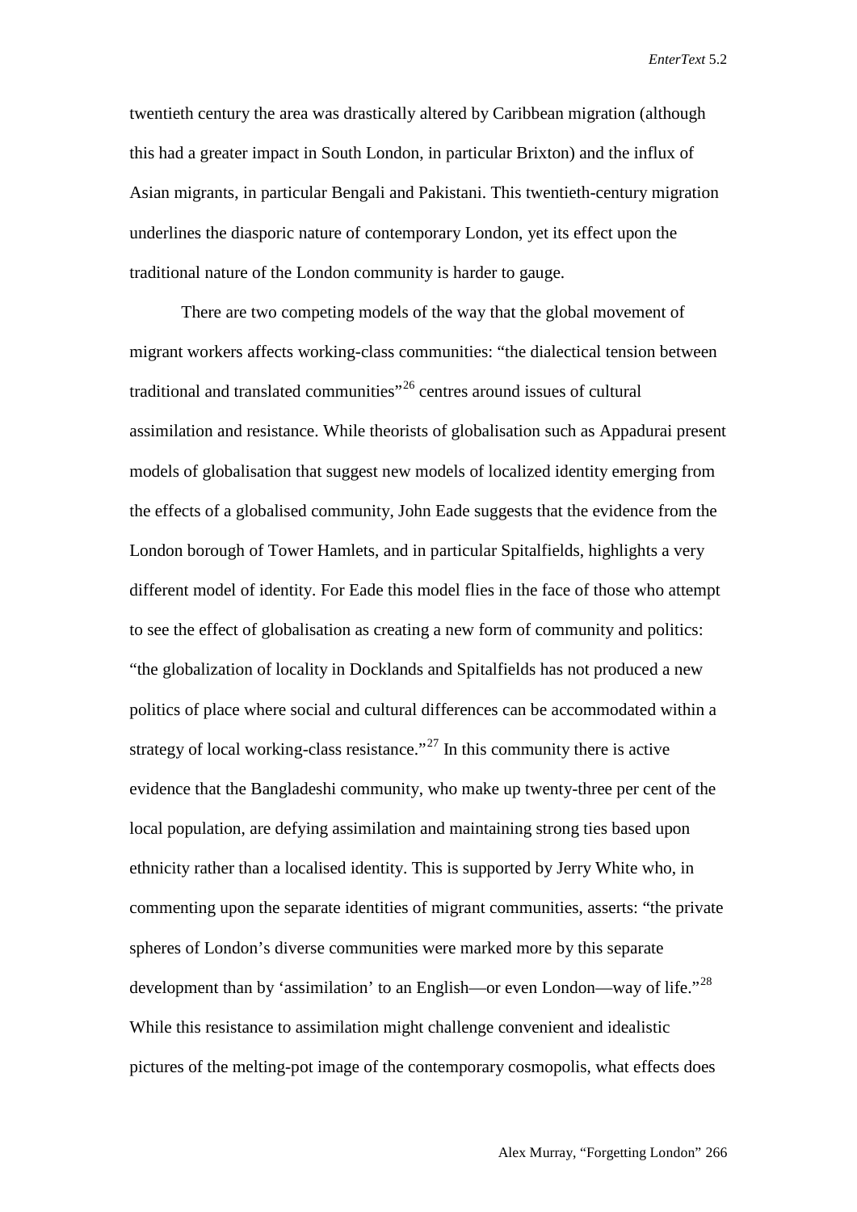twentieth century the area was drastically altered by Caribbean migration (although this had a greater impact in South London, in particular Brixton) and the influx of Asian migrants, in particular Bengali and Pakistani. This twentieth-century migration underlines the diasporic nature of contemporary London, yet its effect upon the traditional nature of the London community is harder to gauge.

There are two competing models of the way that the global movement of migrant workers affects working-class communities: "the dialectical tension between traditional and translated communities"[26] centres around issues of cultural assimilation and resistance. While theorists of globalisation such as Appadurai present models of globalisation that suggest new models of localized identity emerging from the effects of a globalised community, John Eade suggests that the evidence from the London borough of Tower Hamlets, and in particular Spitalfields, highlights a very different model of identity. For Eade this model flies in the face of those who attempt to see the effect of globalisation as creating a new form of community and politics: "the globalization of locality in Docklands and Spitalfields has not produced a new politics of place where social and cultural differences can be accommodated within a strategy of local working-class resistance."[27] In this community there is active evidence that the Bangladeshi community, who make up twenty-three per cent of the local population, are defying assimilation and maintaining strong ties based upon ethnicity rather than a localised identity. This is supported by Jerry White who, in commenting upon the separate identities of migrant communities, asserts: "the private spheres of London's diverse communities were marked more by this separate development than by 'assimilation' to an English—or even London—way of life."[28] While this resistance to assimilation might challenge convenient and idealistic pictures of the melting-pot image of the contemporary cosmopolis, what effects does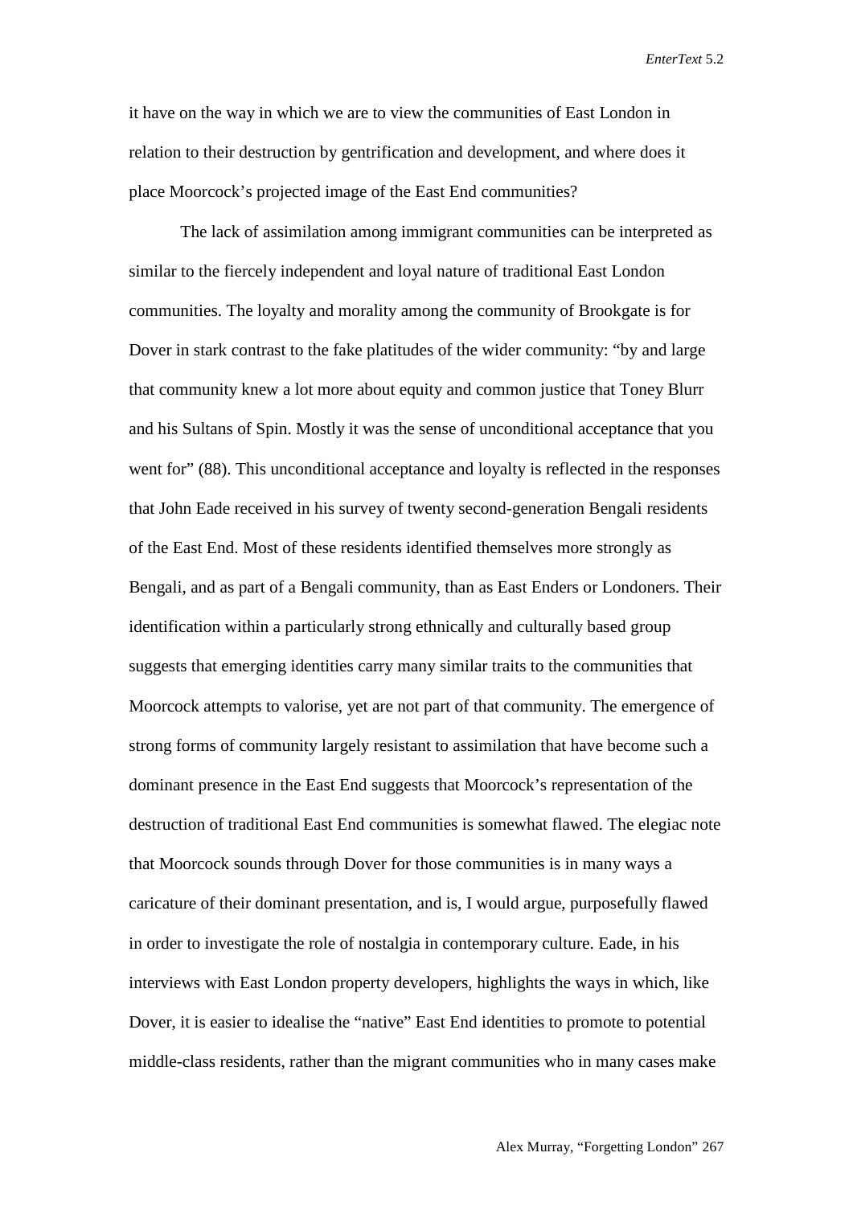it have on the way in which we are to view the communities of East London in relation to their destruction by gentrification and development, and where does it place Moorcock's projected image of the East End communities?

The lack of assimilation among immigrant communities can be interpreted as similar to the fiercely independent and loyal nature of traditional East London communities. The loyalty and morality among the community of Brookgate is for Dover in stark contrast to the fake platitudes of the wider community: "by and large that community knew a lot more about equity and common justice that Toney Blurr and his Sultans of Spin. Mostly it was the sense of unconditional acceptance that you went for" (88). This unconditional acceptance and loyalty is reflected in the responses that John Eade received in his survey of twenty second-generation Bengali residents of the East End. Most of these residents identified themselves more strongly as Bengali, and as part of a Bengali community, than as East Enders or Londoners. Their identification within a particularly strong ethnically and culturally based group suggests that emerging identities carry many similar traits to the communities that Moorcock attempts to valorise, yet are not part of that community. The emergence of strong forms of community largely resistant to assimilation that have become such a dominant presence in the East End suggests that Moorcock's representation of the destruction of traditional East End communities is somewhat flawed. The elegiac note that Moorcock sounds through Dover for those communities is in many ways a caricature of their dominant presentation, and is, I would argue, purposefully flawed in order to investigate the role of nostalgia in contemporary culture. Eade, in his interviews with East London property developers, highlights the ways in which, like Dover, it is easier to idealise the "native" East End identities to promote to potential middle-class residents, rather than the migrant communities who in many cases make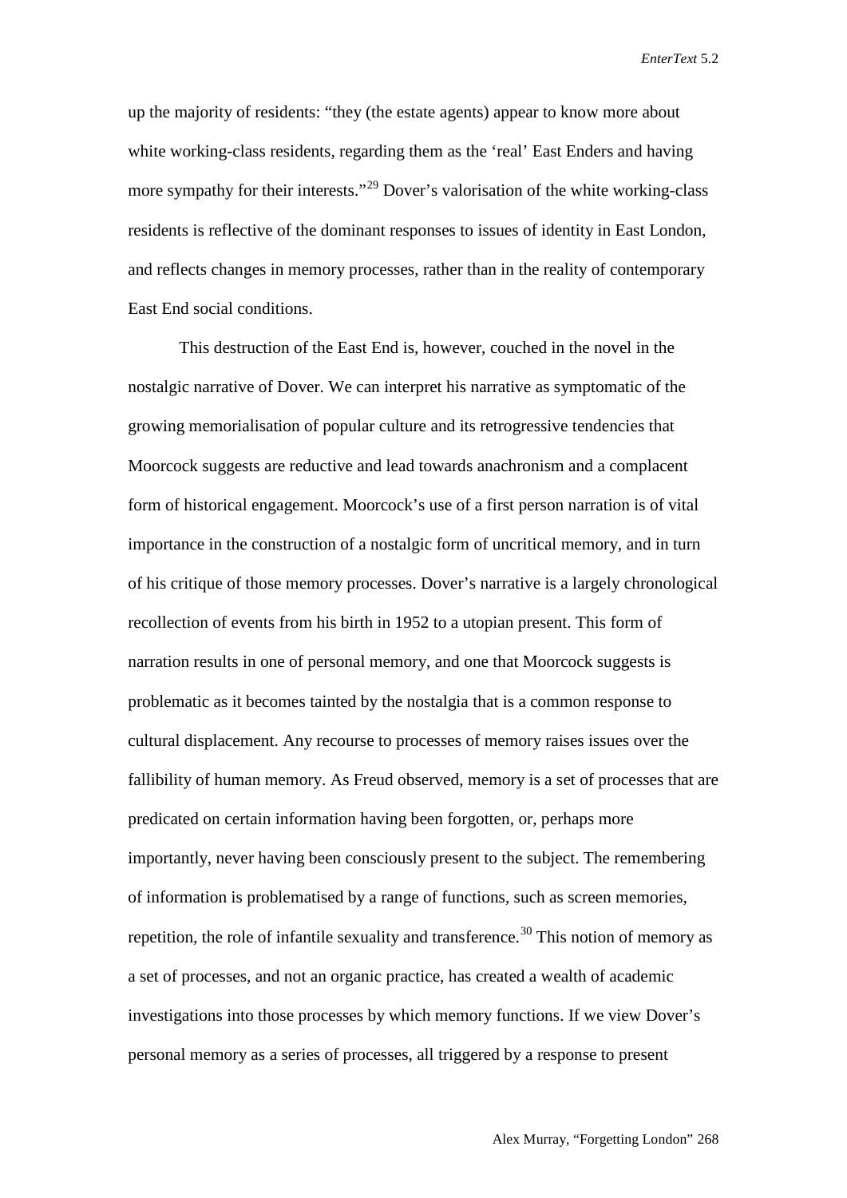up the majority of residents: "they (the estate agents) appear to know more about white working-class residents, regarding them as the 'real' East Enders and having more sympathy for their interests."[29] Dover's valorisation of the white working-class residents is reflective of the dominant responses to issues of identity in East London, and reflects changes in memory processes, rather than in the reality of contemporary East End social conditions.

This destruction of the East End is, however, couched in the novel in the nostalgic narrative of Dover. We can interpret his narrative as symptomatic of the growing memorialisation of popular culture and its retrogressive tendencies that Moorcock suggests are reductive and lead towards anachronism and a complacent form of historical engagement. Moorcock's use of a first person narration is of vital importance in the construction of a nostalgic form of uncritical memory, and in turn of his critique of those memory processes. Dover's narrative is a largely chronological recollection of events from his birth in 1952 to a utopian present. This form of narration results in one of personal memory, and one that Moorcock suggests is problematic as it becomes tainted by the nostalgia that is a common response to cultural displacement. Any recourse to processes of memory raises issues over the fallibility of human memory. As Freud observed, memory is a set of processes that are predicated on certain information having been forgotten, or, perhaps more importantly, never having been consciously present to the subject. The remembering of information is problematised by a range of functions, such as screen memories, repetition, the role of infantile sexuality and transference.[30] This notion of memory as a set of processes, and not an organic practice, has created a wealth of academic investigations into those processes by which memory functions. If we view Dover's personal memory as a series of processes, all triggered by a response to present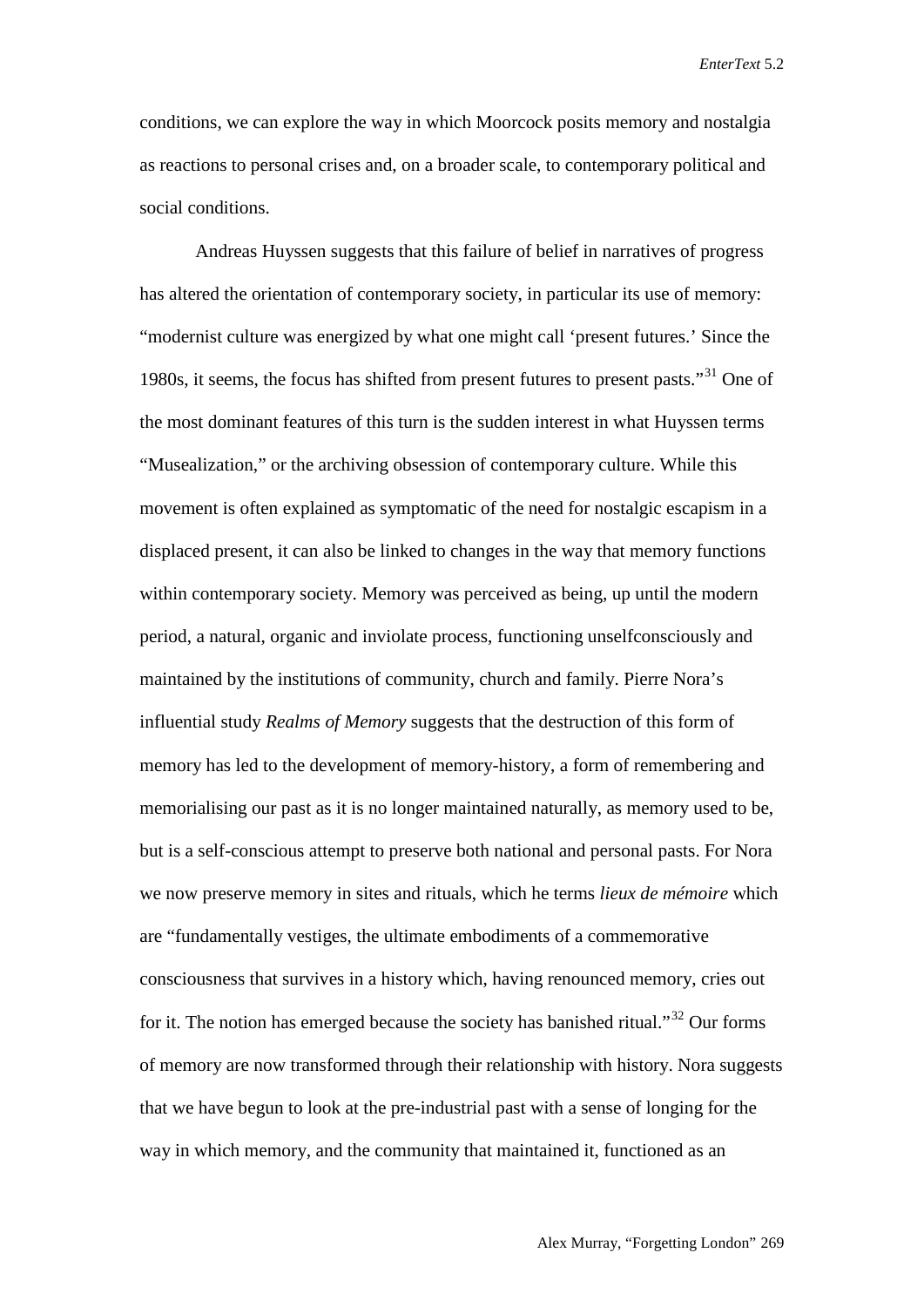conditions, we can explore the way in which Moorcock posits memory and nostalgia as reactions to personal crises and, on a broader scale, to contemporary political and social conditions.

Andreas Huyssen suggests that this failure of belief in narratives of progress has altered the orientation of contemporary society, in particular its use of memory: "modernist culture was energized by what one might call 'present futures.' Since the 1980s, it seems, the focus has shifted from present futures to present pasts."[31] One of the most dominant features of this turn is the sudden interest in what Huyssen terms "Musealization," or the archiving obsession of contemporary culture. While this movement is often explained as symptomatic of the need for nostalgic escapism in a displaced present, it can also be linked to changes in the way that memory functions within contemporary society. Memory was perceived as being, up until the modern period, a natural, organic and inviolate process, functioning unselfconsciously and maintained by the institutions of community, church and family. Pierre Nora's influential study *Realms of Memory* suggests that the destruction of this form of memory has led to the development of memory-history, a form of remembering and memorialising our past as it is no longer maintained naturally, as memory used to be, but is a self-conscious attempt to preserve both national and personal pasts. For Nora we now preserve memory in sites and rituals, which he terms *lieux de mémoire* which are "fundamentally vestiges, the ultimate embodiments of a commemorative consciousness that survives in a history which, having renounced memory, cries out for it. The notion has emerged because the society has banished ritual."[32] Our forms of memory are now transformed through their relationship with history. Nora suggests that we have begun to look at the pre-industrial past with a sense of longing for the way in which memory, and the community that maintained it, functioned as an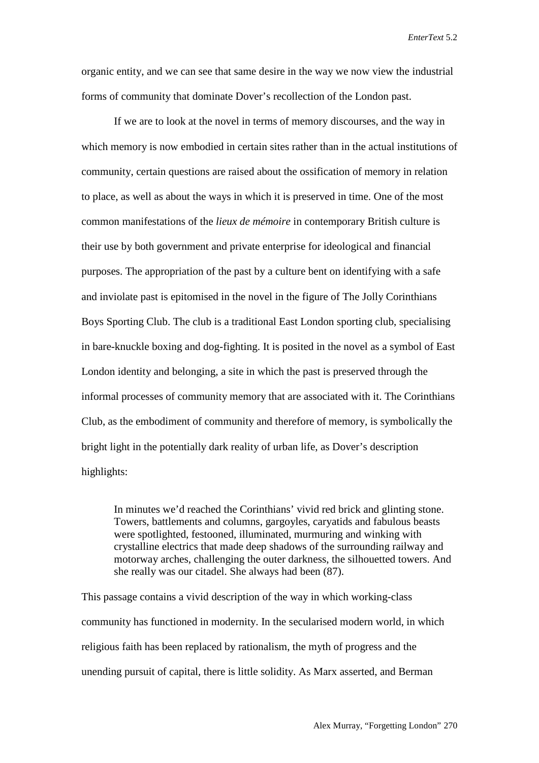organic entity, and we can see that same desire in the way we now view the industrial forms of community that dominate Dover's recollection of the London past.

If we are to look at the novel in terms of memory discourses, and the way in which memory is now embodied in certain sites rather than in the actual institutions of community, certain questions are raised about the ossification of memory in relation to place, as well as about the ways in which it is preserved in time. One of the most common manifestations of the *lieux de mémoire* in contemporary British culture is their use by both government and private enterprise for ideological and financial purposes. The appropriation of the past by a culture bent on identifying with a safe and inviolate past is epitomised in the novel in the figure of The Jolly Corinthians Boys Sporting Club. The club is a traditional East London sporting club, specialising in bare-knuckle boxing and dog-fighting. It is posited in the novel as a symbol of East London identity and belonging, a site in which the past is preserved through the informal processes of community memory that are associated with it. The Corinthians Club, as the embodiment of community and therefore of memory, is symbolically the bright light in the potentially dark reality of urban life, as Dover's description highlights:

> In minutes we'd reached the Corinthians' vivid red brick and glinting stone. Towers, battlements and columns, gargoyles, caryatids and fabulous beasts were spotlighted, festooned, illuminated, murmuring and winking with crystalline electrics that made deep shadows of the surrounding railway and motorway arches, challenging the outer darkness, the silhouetted towers. And she really was our citadel. She always had been (87).

This passage contains a vivid description of the way in which working-class community has functioned in modernity. In the secularised modern world, in which religious faith has been replaced by rationalism, the myth of progress and the unending pursuit of capital, there is little solidity. As Marx asserted, and Berman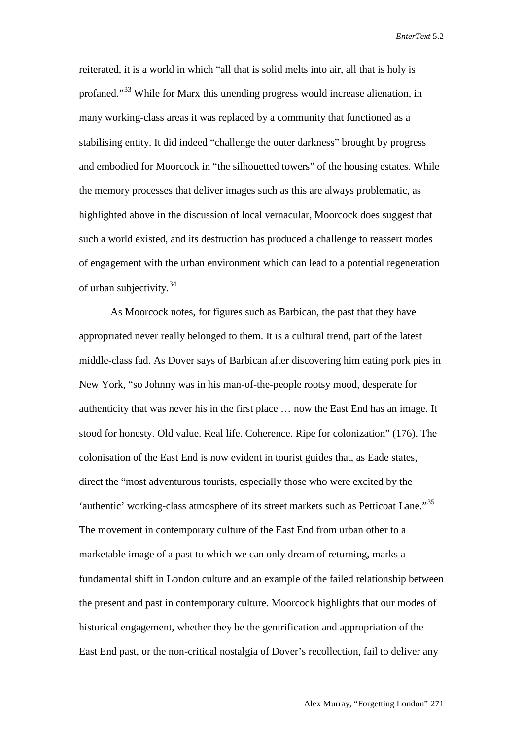reiterated, it is a world in which "all that is solid melts into air, all that is holy is profaned."[33] While for Marx this unending progress would increase alienation, in many working-class areas it was replaced by a community that functioned as a stabilising entity. It did indeed "challenge the outer darkness" brought by progress and embodied for Moorcock in "the silhouetted towers" of the housing estates. While the memory processes that deliver images such as this are always problematic, as highlighted above in the discussion of local vernacular, Moorcock does suggest that such a world existed, and its destruction has produced a challenge to reassert modes of engagement with the urban environment which can lead to a potential regeneration of urban subjectivity.[34]

As Moorcock notes, for figures such as Barbican, the past that they have appropriated never really belonged to them. It is a cultural trend, part of the latest middle-class fad. As Dover says of Barbican after discovering him eating pork pies in New York, "so Johnny was in his man-of-the-people rootsy mood, desperate for authenticity that was never his in the first place … now the East End has an image. It stood for honesty. Old value. Real life. Coherence. Ripe for colonization" (176). The colonisation of the East End is now evident in tourist guides that, as Eade states, direct the "most adventurous tourists, especially those who were excited by the 'authentic' working-class atmosphere of its street markets such as Petticoat Lane."[35] The movement in contemporary culture of the East End from urban other to a marketable image of a past to which we can only dream of returning, marks a fundamental shift in London culture and an example of the failed relationship between the present and past in contemporary culture. Moorcock highlights that our modes of historical engagement, whether they be the gentrification and appropriation of the East End past, or the non-critical nostalgia of Dover's recollection, fail to deliver any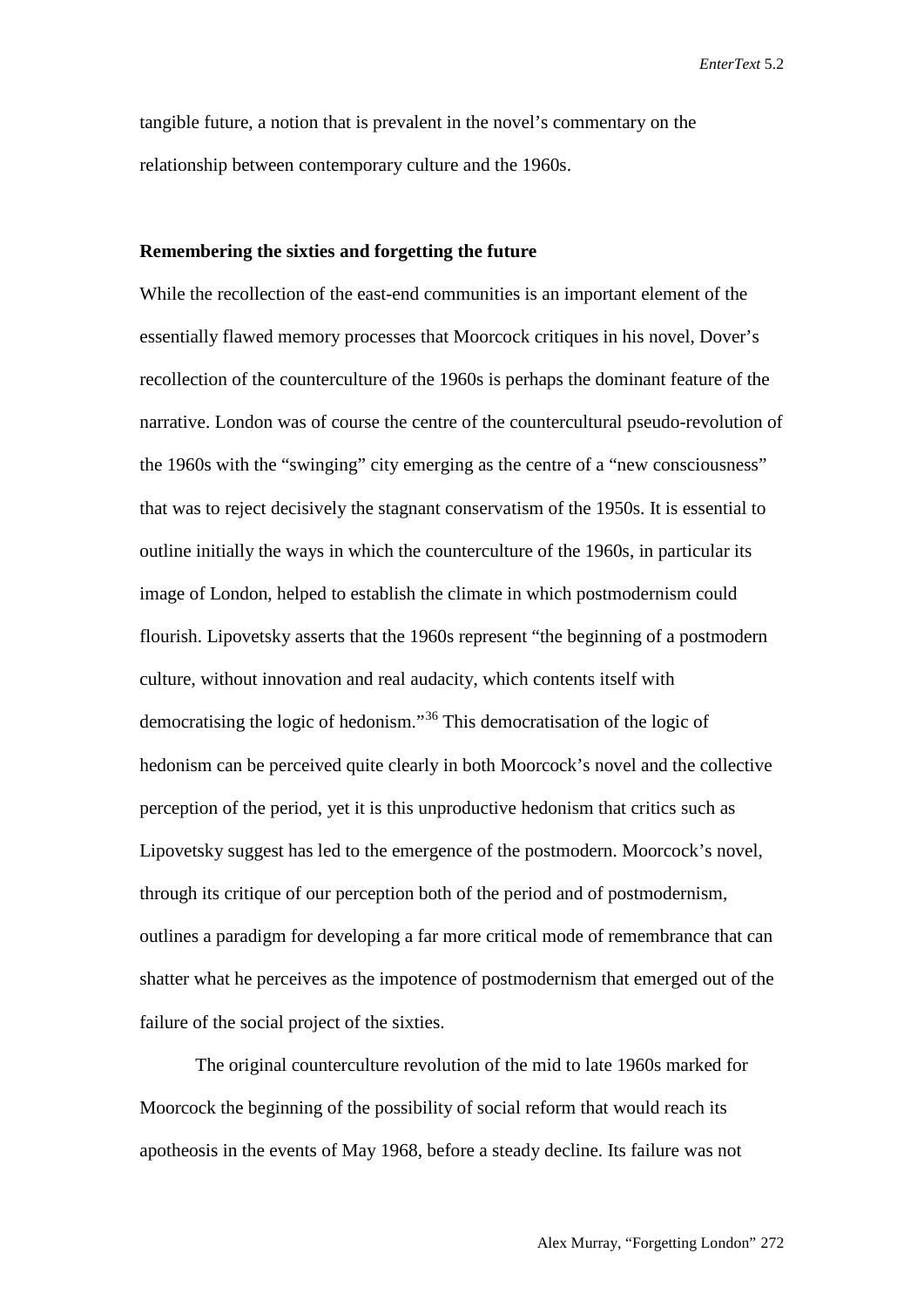tangible future, a notion that is prevalent in the novel's commentary on the relationship between contemporary culture and the 1960s.

**Remembering the sixties and forgetting the future**

While the recollection of the east-end communities is an important element of the essentially flawed memory processes that Moorcock critiques in his novel, Dover's recollection of the counterculture of the 1960s is perhaps the dominant feature of the narrative. London was of course the centre of the countercultural pseudo-revolution of the 1960s with the "swinging" city emerging as the centre of a "new consciousness" that was to reject decisively the stagnant conservatism of the 1950s. It is essential to outline initially the ways in which the counterculture of the 1960s, in particular its image of London, helped to establish the climate in which postmodernism could flourish. Lipovetsky asserts that the 1960s represent "the beginning of a postmodern culture, without innovation and real audacity, which contents itself with democratising the logic of hedonism."[36] This democratisation of the logic of hedonism can be perceived quite clearly in both Moorcock's novel and the collective perception of the period, yet it is this unproductive hedonism that critics such as Lipovetsky suggest has led to the emergence of the postmodern. Moorcock's novel, through its critique of our perception both of the period and of postmodernism, outlines a paradigm for developing a far more critical mode of remembrance that can shatter what he perceives as the impotence of postmodernism that emerged out of the failure of the social project of the sixties.

The original counterculture revolution of the mid to late 1960s marked for Moorcock the beginning of the possibility of social reform that would reach its apotheosis in the events of May 1968, before a steady decline. Its failure was not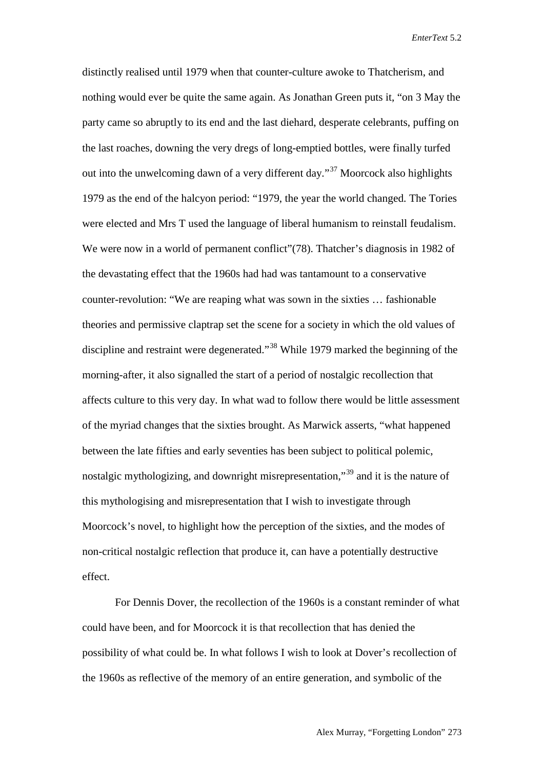distinctly realised until 1979 when that counter-culture awoke to Thatcherism, and nothing would ever be quite the same again. As Jonathan Green puts it, "on 3 May the party came so abruptly to its end and the last diehard, desperate celebrants, puffing on the last roaches, downing the very dregs of long-emptied bottles, were finally turfed out into the unwelcoming dawn of a very different day."[37] Moorcock also highlights 1979 as the end of the halcyon period: "1979, the year the world changed. The Tories were elected and Mrs T used the language of liberal humanism to reinstall feudalism. We were now in a world of permanent conflict"(78). Thatcher's diagnosis in 1982 of the devastating effect that the 1960s had had was tantamount to a conservative counter-revolution: "We are reaping what was sown in the sixties … fashionable theories and permissive claptrap set the scene for a society in which the old values of discipline and restraint were degenerated."[38] While 1979 marked the beginning of the morning-after, it also signalled the start of a period of nostalgic recollection that affects culture to this very day. In what wad to follow there would be little assessment of the myriad changes that the sixties brought. As Marwick asserts, "what happened between the late fifties and early seventies has been subject to political polemic, nostalgic mythologizing, and downright misrepresentation,"[39] and it is the nature of this mythologising and misrepresentation that I wish to investigate through Moorcock's novel, to highlight how the perception of the sixties, and the modes of non-critical nostalgic reflection that produce it, can have a potentially destructive effect.

For Dennis Dover, the recollection of the 1960s is a constant reminder of what could have been, and for Moorcock it is that recollection that has denied the possibility of what could be. In what follows I wish to look at Dover's recollection of the 1960s as reflective of the memory of an entire generation, and symbolic of the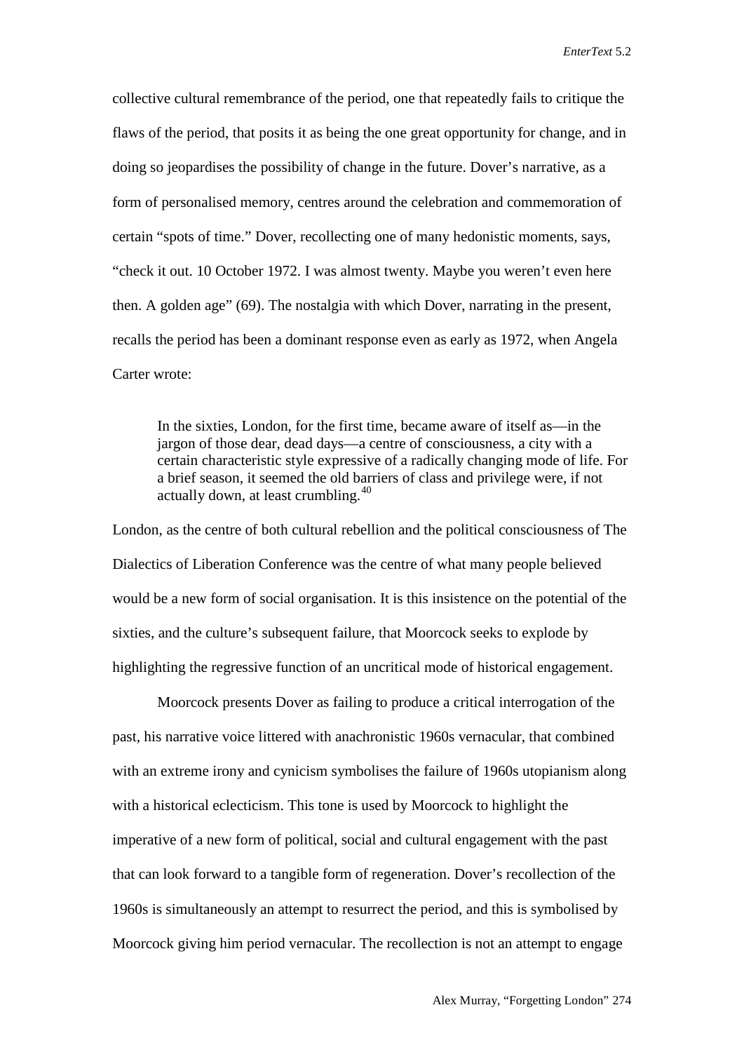collective cultural remembrance of the period, one that repeatedly fails to critique the flaws of the period, that posits it as being the one great opportunity for change, and in doing so jeopardises the possibility of change in the future. Dover's narrative, as a form of personalised memory, centres around the celebration and commemoration of certain "spots of time." Dover, recollecting one of many hedonistic moments, says, "check it out. 10 October 1972. I was almost twenty. Maybe you weren't even here then. A golden age" (69). The nostalgia with which Dover, narrating in the present, recalls the period has been a dominant response even as early as 1972, when Angela Carter wrote:

> In the sixties, London, for the first time, became aware of itself as—in the jargon of those dear, dead days—a centre of consciousness, a city with a certain characteristic style expressive of a radically changing mode of life. For a brief season, it seemed the old barriers of class and privilege were, if not actually down, at least crumbling.[40]

London, as the centre of both cultural rebellion and the political consciousness of The Dialectics of Liberation Conference was the centre of what many people believed would be a new form of social organisation. It is this insistence on the potential of the sixties, and the culture's subsequent failure, that Moorcock seeks to explode by highlighting the regressive function of an uncritical mode of historical engagement.

Moorcock presents Dover as failing to produce a critical interrogation of the past, his narrative voice littered with anachronistic 1960s vernacular, that combined with an extreme irony and cynicism symbolises the failure of 1960s utopianism along with a historical eclecticism. This tone is used by Moorcock to highlight the imperative of a new form of political, social and cultural engagement with the past that can look forward to a tangible form of regeneration. Dover's recollection of the 1960s is simultaneously an attempt to resurrect the period, and this is symbolised by Moorcock giving him period vernacular. The recollection is not an attempt to engage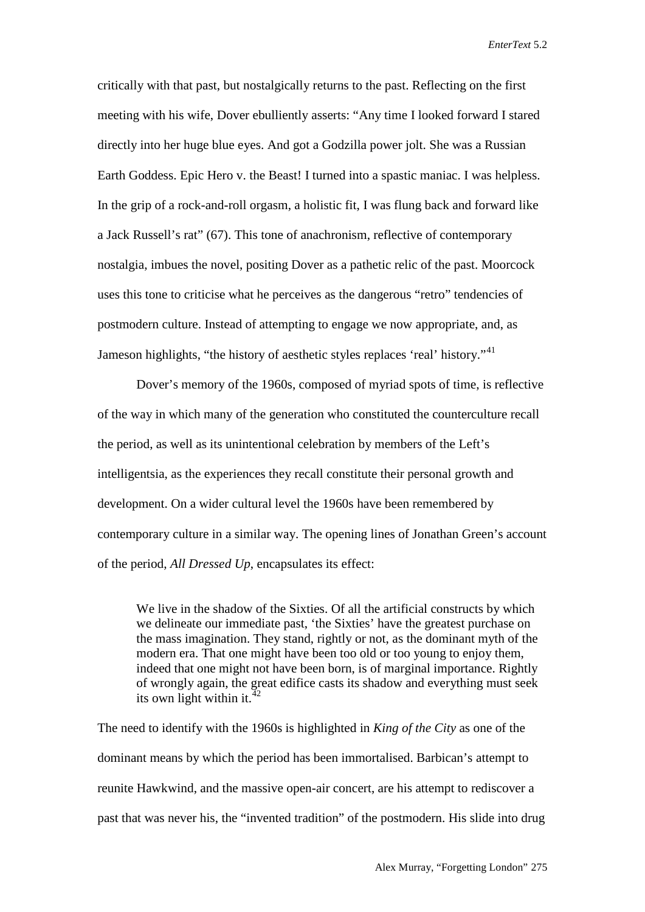critically with that past, but nostalgically returns to the past. Reflecting on the first meeting with his wife, Dover ebulliently asserts: "Any time I looked forward I stared directly into her huge blue eyes. And got a Godzilla power jolt. She was a Russian Earth Goddess. Epic Hero v. the Beast! I turned into a spastic maniac. I was helpless. In the grip of a rock-and-roll orgasm, a holistic fit, I was flung back and forward like a Jack Russell's rat" (67). This tone of anachronism, reflective of contemporary nostalgia, imbues the novel, positing Dover as a pathetic relic of the past. Moorcock uses this tone to criticise what he perceives as the dangerous "retro" tendencies of postmodern culture. Instead of attempting to engage we now appropriate, and, as Jameson highlights, "the history of aesthetic styles replaces 'real' history."[41]

Dover's memory of the 1960s, composed of myriad spots of time, is reflective of the way in which many of the generation who constituted the counterculture recall the period, as well as its unintentional celebration by members of the Left's intelligentsia, as the experiences they recall constitute their personal growth and development. On a wider cultural level the 1960s have been remembered by contemporary culture in a similar way. The opening lines of Jonathan Green's account of the period, *All Dressed Up*, encapsulates its effect:

> We live in the shadow of the Sixties. Of all the artificial constructs by which we delineate our immediate past, 'the Sixties' have the greatest purchase on the mass imagination. They stand, rightly or not, as the dominant myth of the modern era. That one might have been too old or too young to enjoy them, indeed that one might not have been born, is of marginal importance. Rightly of wrongly again, the great edifice casts its shadow and everything must seek its own light within it.[42]

The need to identify with the 1960s is highlighted in *King of the City* as one of the dominant means by which the period has been immortalised. Barbican's attempt to reunite Hawkwind, and the massive open-air concert, are his attempt to rediscover a past that was never his, the "invented tradition" of the postmodern. His slide into drug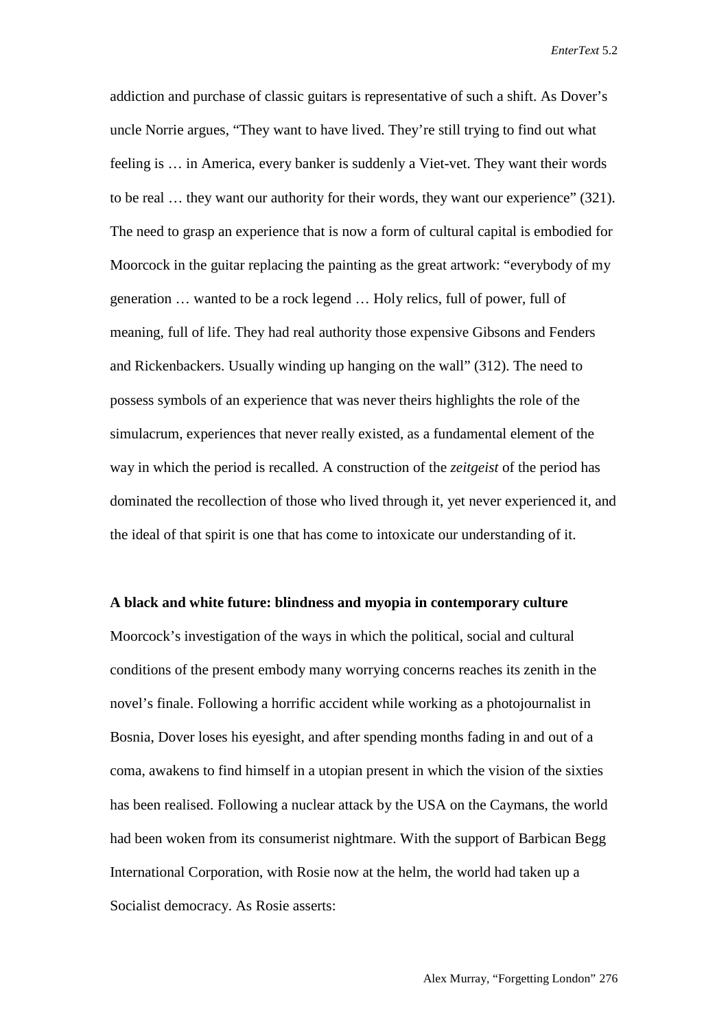addiction and purchase of classic guitars is representative of such a shift. As Dover's uncle Norrie argues, "They want to have lived. They're still trying to find out what feeling is … in America, every banker is suddenly a Viet-vet. They want their words to be real … they want our authority for their words, they want our experience" (321). The need to grasp an experience that is now a form of cultural capital is embodied for Moorcock in the guitar replacing the painting as the great artwork: "everybody of my generation … wanted to be a rock legend … Holy relics, full of power, full of meaning, full of life. They had real authority those expensive Gibsons and Fenders and Rickenbackers. Usually winding up hanging on the wall" (312). The need to possess symbols of an experience that was never theirs highlights the role of the simulacrum, experiences that never really existed, as a fundamental element of the way in which the period is recalled. A construction of the *zeitgeist* of the period has dominated the recollection of those who lived through it, yet never experienced it, and the ideal of that spirit is one that has come to intoxicate our understanding of it.

**A black and white future: blindness and myopia in contemporary culture**

Moorcock's investigation of the ways in which the political, social and cultural conditions of the present embody many worrying concerns reaches its zenith in the novel's finale. Following a horrific accident while working as a photojournalist in Bosnia, Dover loses his eyesight, and after spending months fading in and out of a coma, awakens to find himself in a utopian present in which the vision of the sixties has been realised. Following a nuclear attack by the USA on the Caymans, the world had been woken from its consumerist nightmare. With the support of Barbican Begg International Corporation, with Rosie now at the helm, the world had taken up a Socialist democracy. As Rosie asserts: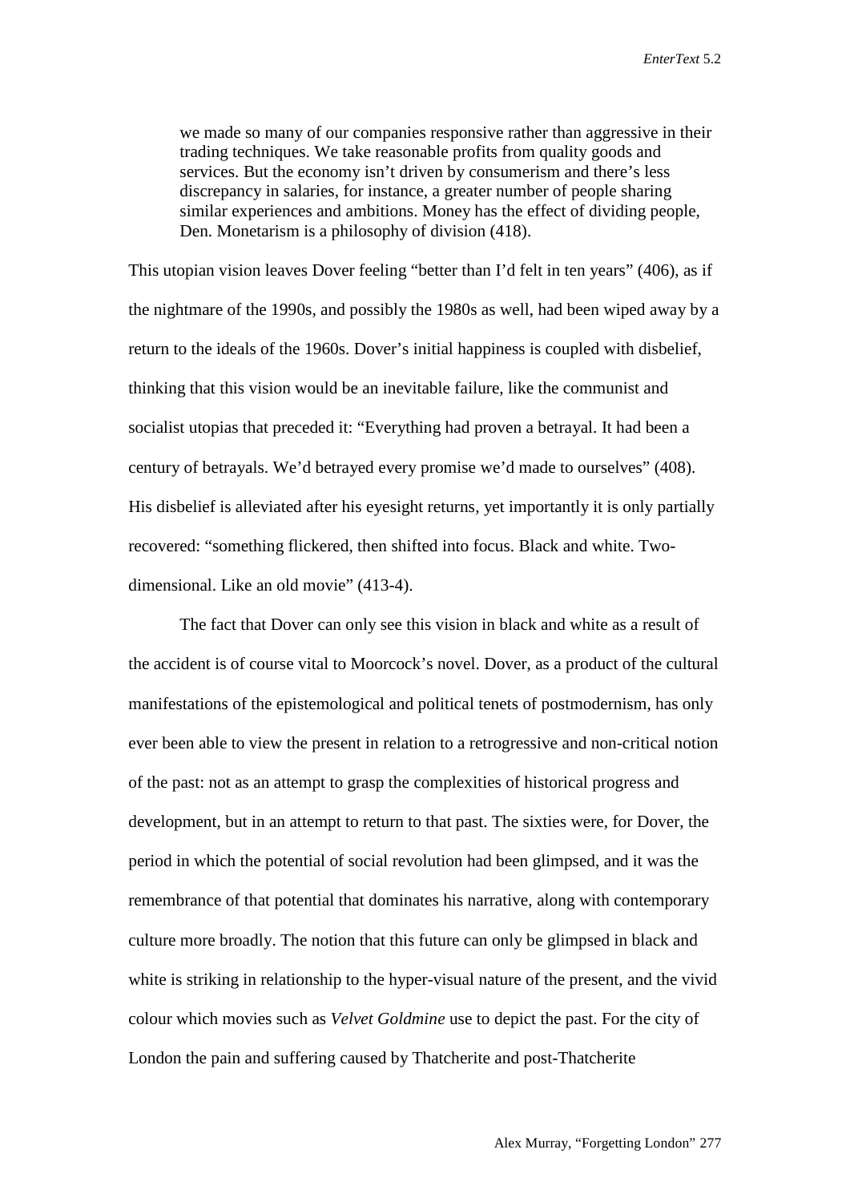> we made so many of our companies responsive rather than aggressive in their trading techniques. We take reasonable profits from quality goods and services. But the economy isn't driven by consumerism and there's less discrepancy in salaries, for instance, a greater number of people sharing similar experiences and ambitions. Money has the effect of dividing people, Den. Monetarism is a philosophy of division (418).

This utopian vision leaves Dover feeling "better than I'd felt in ten years" (406), as if the nightmare of the 1990s, and possibly the 1980s as well, had been wiped away by a return to the ideals of the 1960s. Dover's initial happiness is coupled with disbelief, thinking that this vision would be an inevitable failure, like the communist and socialist utopias that preceded it: "Everything had proven a betrayal. It had been a century of betrayals. We'd betrayed every promise we'd made to ourselves" (408). His disbelief is alleviated after his eyesight returns, yet importantly it is only partially recovered: "something flickered, then shifted into focus. Black and white. Two-dimensional. Like an old movie" (413-4).

The fact that Dover can only see this vision in black and white as a result of the accident is of course vital to Moorcock's novel. Dover, as a product of the cultural manifestations of the epistemological and political tenets of postmodernism, has only ever been able to view the present in relation to a retrogressive and non-critical notion of the past: not as an attempt to grasp the complexities of historical progress and development, but in an attempt to return to that past. The sixties were, for Dover, the period in which the potential of social revolution had been glimpsed, and it was the remembrance of that potential that dominates his narrative, along with contemporary culture more broadly. The notion that this future can only be glimpsed in black and white is striking in relationship to the hyper-visual nature of the present, and the vivid colour which movies such as *Velvet Goldmine* use to depict the past. For the city of London the pain and suffering caused by Thatcherite and post-Thatcherite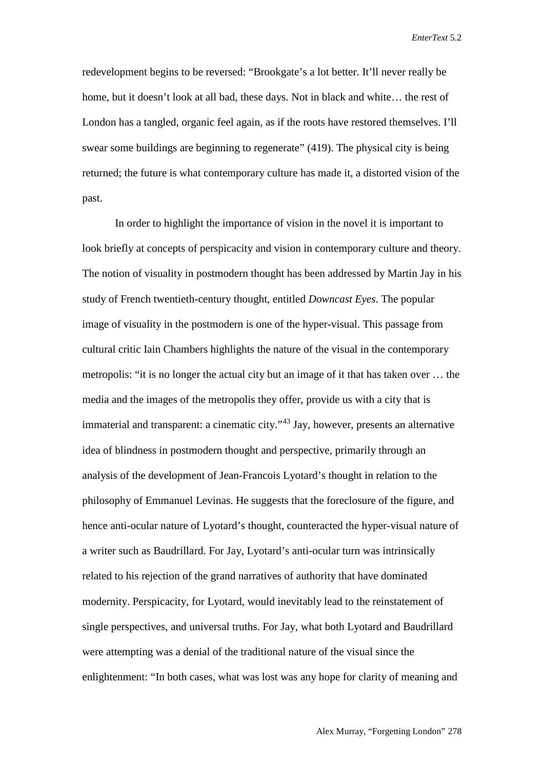redevelopment begins to be reversed: "Brookgate's a lot better. It'll never really be home, but it doesn't look at all bad, these days. Not in black and white… the rest of London has a tangled, organic feel again, as if the roots have restored themselves. I'll swear some buildings are beginning to regenerate" (419). The physical city is being returned; the future is what contemporary culture has made it, a distorted vision of the past.

In order to highlight the importance of vision in the novel it is important to look briefly at concepts of perspicacity and vision in contemporary culture and theory. The notion of visuality in postmodern thought has been addressed by Martin Jay in his study of French twentieth-century thought, entitled *Downcast Eyes*. The popular image of visuality in the postmodern is one of the hyper-visual. This passage from cultural critic Iain Chambers highlights the nature of the visual in the contemporary metropolis: "it is no longer the actual city but an image of it that has taken over … the media and the images of the metropolis they offer, provide us with a city that is immaterial and transparent: a cinematic city."[43] Jay, however, presents an alternative idea of blindness in postmodern thought and perspective, primarily through an analysis of the development of Jean-Francois Lyotard's thought in relation to the philosophy of Emmanuel Levinas. He suggests that the foreclosure of the figure, and hence anti-ocular nature of Lyotard's thought, counteracted the hyper-visual nature of a writer such as Baudrillard. For Jay, Lyotard's anti-ocular turn was intrinsically related to his rejection of the grand narratives of authority that have dominated modernity. Perspicacity, for Lyotard, would inevitably lead to the reinstatement of single perspectives, and universal truths. For Jay, what both Lyotard and Baudrillard were attempting was a denial of the traditional nature of the visual since the enlightenment: "In both cases, what was lost was any hope for clarity of meaning and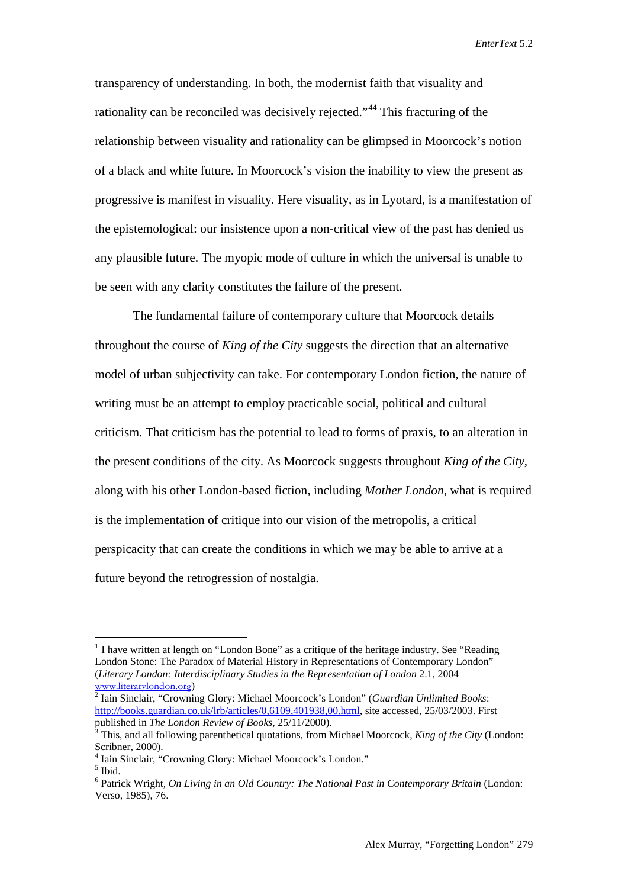transparency of understanding. In both, the modernist faith that visuality and rationality can be reconciled was decisively rejected."[44] This fracturing of the relationship between visuality and rationality can be glimpsed in Moorcock's notion of a black and white future. In Moorcock's vision the inability to view the present as progressive is manifest in visuality. Here visuality, as in Lyotard, is a manifestation of the epistemological: our insistence upon a non-critical view of the past has denied us any plausible future. The myopic mode of culture in which the universal is unable to be seen with any clarity constitutes the failure of the present.

The fundamental failure of contemporary culture that Moorcock details throughout the course of *King of the City* suggests the direction that an alternative model of urban subjectivity can take. For contemporary London fiction, the nature of writing must be an attempt to employ practicable social, political and cultural criticism. That criticism has the potential to lead to forms of praxis, to an alteration in the present conditions of the city. As Moorcock suggests throughout *King of the City*, along with his other London-based fiction, including *Mother London*, what is required is the implementation of critique into our vision of the metropolis, a critical perspicacity that can create the conditions in which we may be able to arrive at a future beyond the retrogression of nostalgia.

---

[1] I have written at length on "London Bone" as a critique of the heritage industry. See "Reading London Stone: The Paradox of Material History in Representations of Contemporary London" (*Literary London: Interdisciplinary Studies in the Representation of London* 2.1, 2004 www.literarylondon.org)

[2] Iain Sinclair, "Crowning Glory: Michael Moorcock's London" (*Guardian Unlimited Books*: http://books.guardian.co.uk/lrb/articles/0,6109,401938,00.html, site accessed, 25/03/2003. First published in *The London Review of Books*, 25/11/2000).

[3] This, and all following parenthetical quotations, from Michael Moorcock, *King of the City* (London: Scribner, 2000).

[4] Iain Sinclair, "Crowning Glory: Michael Moorcock's London."

[5] Ibid.

[6] Patrick Wright, *On Living in an Old Country: The National Past in Contemporary Britain* (London: Verso, 1985), 76.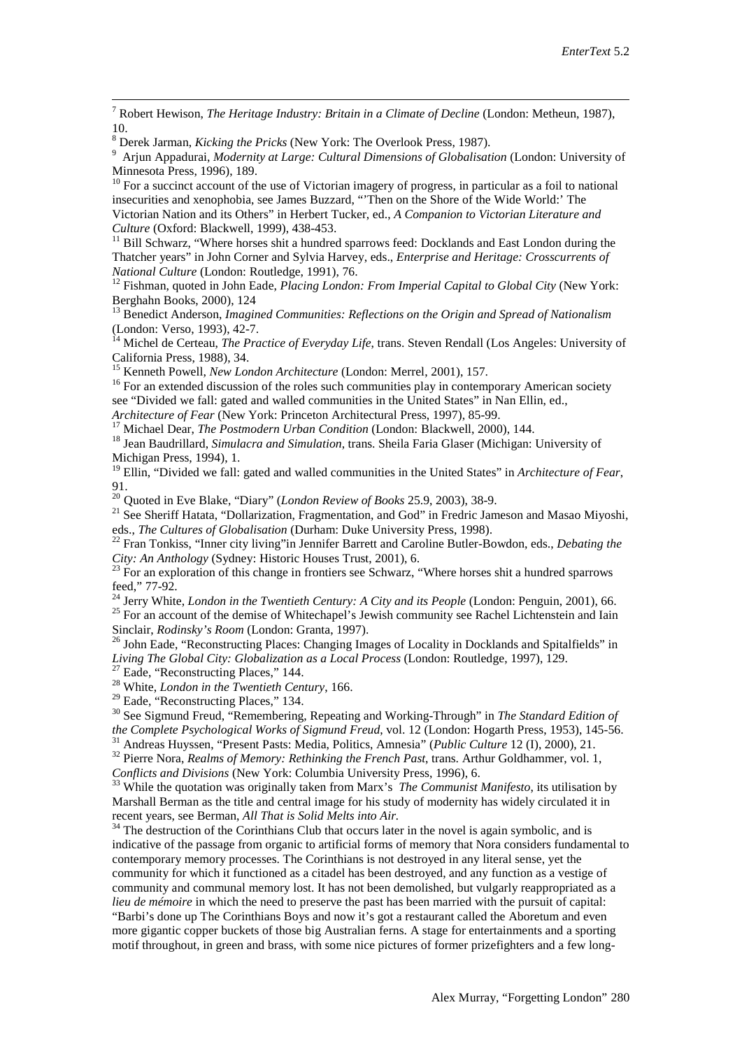[7] Robert Hewison, *The Heritage Industry: Britain in a Climate of Decline* (London: Metheun, 1987), 10.

[8] Derek Jarman, *Kicking the Pricks* (New York: The Overlook Press, 1987).

[9] Arjun Appadurai, *Modernity at Large: Cultural Dimensions of Globalisation* (London: University of Minnesota Press, 1996), 189.

[10] For a succinct account of the use of Victorian imagery of progress, in particular as a foil to national insecurities and xenophobia, see James Buzzard, "'Then on the Shore of the Wide World:' The Victorian Nation and its Others" in Herbert Tucker, ed., *A Companion to Victorian Literature and Culture* (Oxford: Blackwell, 1999), 438-453.

[11] Bill Schwarz, "Where horses shit a hundred sparrows feed: Docklands and East London during the Thatcher years" in John Corner and Sylvia Harvey, eds., *Enterprise and Heritage: Crosscurrents of National Culture* (London: Routledge, 1991), 76.

[12] Fishman, quoted in John Eade, *Placing London: From Imperial Capital to Global City* (New York: Berghahn Books, 2000), 124

[13] Benedict Anderson, *Imagined Communities: Reflections on the Origin and Spread of Nationalism* (London: Verso, 1993), 42-7.

[14] Michel de Certeau, *The Practice of Everyday Life*, trans. Steven Rendall (Los Angeles: University of California Press, 1988), 34.

[15] Kenneth Powell, *New London Architecture* (London: Merrel, 2001), 157.

[16] For an extended discussion of the roles such communities play in contemporary American society see "Divided we fall: gated and walled communities in the United States" in Nan Ellin, ed., *Architecture of Fear* (New York: Princeton Architectural Press, 1997), 85-99.

[17] Michael Dear, *The Postmodern Urban Condition* (London: Blackwell, 2000), 144.

[18] Jean Baudrillard, *Simulacra and Simulation*, trans. Sheila Faria Glaser (Michigan: University of Michigan Press, 1994), 1.

[19] Ellin, "Divided we fall: gated and walled communities in the United States" in *Architecture of Fear*, 91.

[20] Quoted in Eve Blake, "Diary" (*London Review of Books* 25.9, 2003), 38-9.

[21] See Sheriff Hatata, "Dollarization, Fragmentation, and God" in Fredric Jameson and Masao Miyoshi, eds., *The Cultures of Globalisation* (Durham: Duke University Press, 1998).

[22] Fran Tonkiss, "Inner city living"in Jennifer Barrett and Caroline Butler-Bowdon, eds., *Debating the City: An Anthology* (Sydney: Historic Houses Trust, 2001), 6.

[23] For an exploration of this change in frontiers see Schwarz, "Where horses shit a hundred sparrows feed," 77-92.

[24] Jerry White, *London in the Twentieth Century: A City and its People* (London: Penguin, 2001), 66.

[25] For an account of the demise of Whitechapel's Jewish community see Rachel Lichtenstein and Iain Sinclair, *Rodinsky's Room* (London: Granta, 1997).

[26] John Eade, "Reconstructing Places: Changing Images of Locality in Docklands and Spitalfields" in *Living The Global City: Globalization as a Local Process* (London: Routledge, 1997), 129.

[27] Eade, "Reconstructing Places," 144.

[28] White, *London in the Twentieth Century*, 166.

[29] Eade, "Reconstructing Places," 134.

[30] See Sigmund Freud, "Remembering, Repeating and Working-Through" in *The Standard Edition of the Complete Psychological Works of Sigmund Freud*, vol. 12 (London: Hogarth Press, 1953), 145-56.

[31] Andreas Huyssen, "Present Pasts: Media, Politics, Amnesia" (*Public Culture* 12 (I), 2000), 21.

[32] Pierre Nora, *Realms of Memory: Rethinking the French Past*, trans. Arthur Goldhammer, vol. 1, *Conflicts and Divisions* (New York: Columbia University Press, 1996), 6.

[33] While the quotation was originally taken from Marx's *The Communist Manifesto*, its utilisation by Marshall Berman as the title and central image for his study of modernity has widely circulated it in recent years, see Berman, *All That is Solid Melts into Air.*

[34] The destruction of the Corinthians Club that occurs later in the novel is again symbolic, and is indicative of the passage from organic to artificial forms of memory that Nora considers fundamental to contemporary memory processes. The Corinthians is not destroyed in any literal sense, yet the community for which it functioned as a citadel has been destroyed, and any function as a vestige of community and communal memory lost. It has not been demolished, but vulgarly reappropriated as a *lieu de mémoire* in which the need to preserve the past has been married with the pursuit of capital: "Barbi's done up The Corinthians Boys and now it's got a restaurant called the Aboretum and even more gigantic copper buckets of those big Australian ferns. A stage for entertainments and a sporting motif throughout, in green and brass, with some nice pictures of former prizefighters and a few long-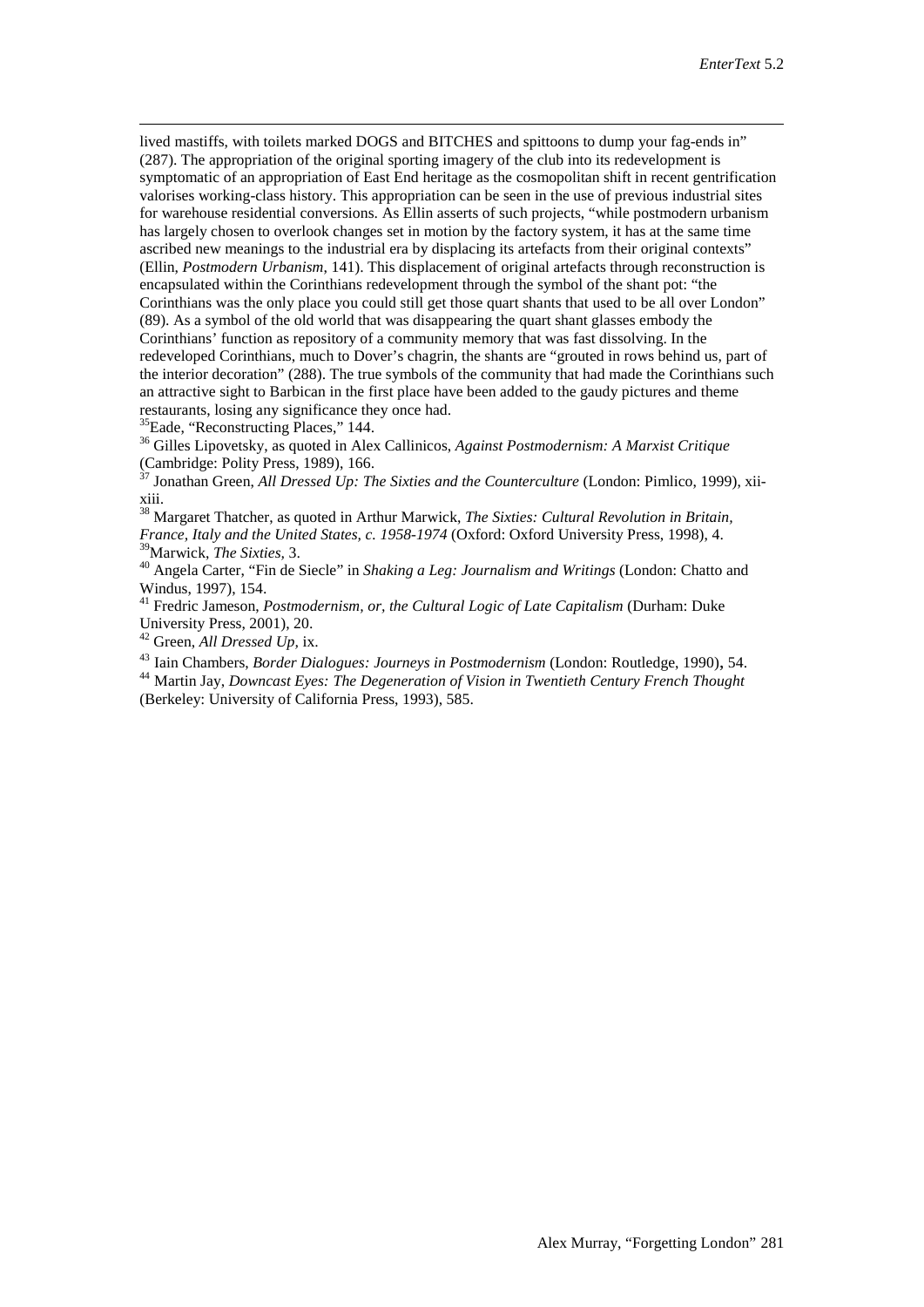lived mastiffs, with toilets marked DOGS and BITCHES and spittoons to dump your fag-ends in" (287). The appropriation of the original sporting imagery of the club into its redevelopment is symptomatic of an appropriation of East End heritage as the cosmopolitan shift in recent gentrification valorises working-class history. This appropriation can be seen in the use of previous industrial sites for warehouse residential conversions. As Ellin asserts of such projects, "while postmodern urbanism has largely chosen to overlook changes set in motion by the factory system, it has at the same time ascribed new meanings to the industrial era by displacing its artefacts from their original contexts" (Ellin, *Postmodern Urbanism*, 141). This displacement of original artefacts through reconstruction is encapsulated within the Corinthians redevelopment through the symbol of the shant pot: "the Corinthians was the only place you could still get those quart shants that used to be all over London" (89). As a symbol of the old world that was disappearing the quart shant glasses embody the Corinthians' function as repository of a community memory that was fast dissolving. In the redeveloped Corinthians, much to Dover's chagrin, the shants are "grouted in rows behind us, part of the interior decoration" (288). The true symbols of the community that had made the Corinthians such an attractive sight to Barbican in the first place have been added to the gaudy pictures and theme restaurants, losing any significance they once had.

[35] Eade, "Reconstructing Places," 144.

[36] Gilles Lipovetsky, as quoted in Alex Callinicos, *Against Postmodernism: A Marxist Critique* (Cambridge: Polity Press, 1989), 166.

[37] Jonathan Green, *All Dressed Up: The Sixties and the Counterculture* (London: Pimlico, 1999), xii-xiii.

[38] Margaret Thatcher, as quoted in Arthur Marwick, *The Sixties: Cultural Revolution in Britain, France, Italy and the United States, c. 1958-1974* (Oxford: Oxford University Press, 1998), 4.

[39] Marwick, *The Sixties*, 3.

[40] Angela Carter, "Fin de Siecle" in *Shaking a Leg: Journalism and Writings* (London: Chatto and Windus, 1997), 154.

[41] Fredric Jameson, *Postmodernism, or, the Cultural Logic of Late Capitalism* (Durham: Duke University Press, 2001), 20.

[42] Green, *All Dressed Up*, ix.

[43] Iain Chambers, *Border Dialogues: Journeys in Postmodernism* (London: Routledge, 1990), 54.

[44] Martin Jay, *Downcast Eyes: The Degeneration of Vision in Twentieth Century French Thought* (Berkeley: University of California Press, 1993), 585.